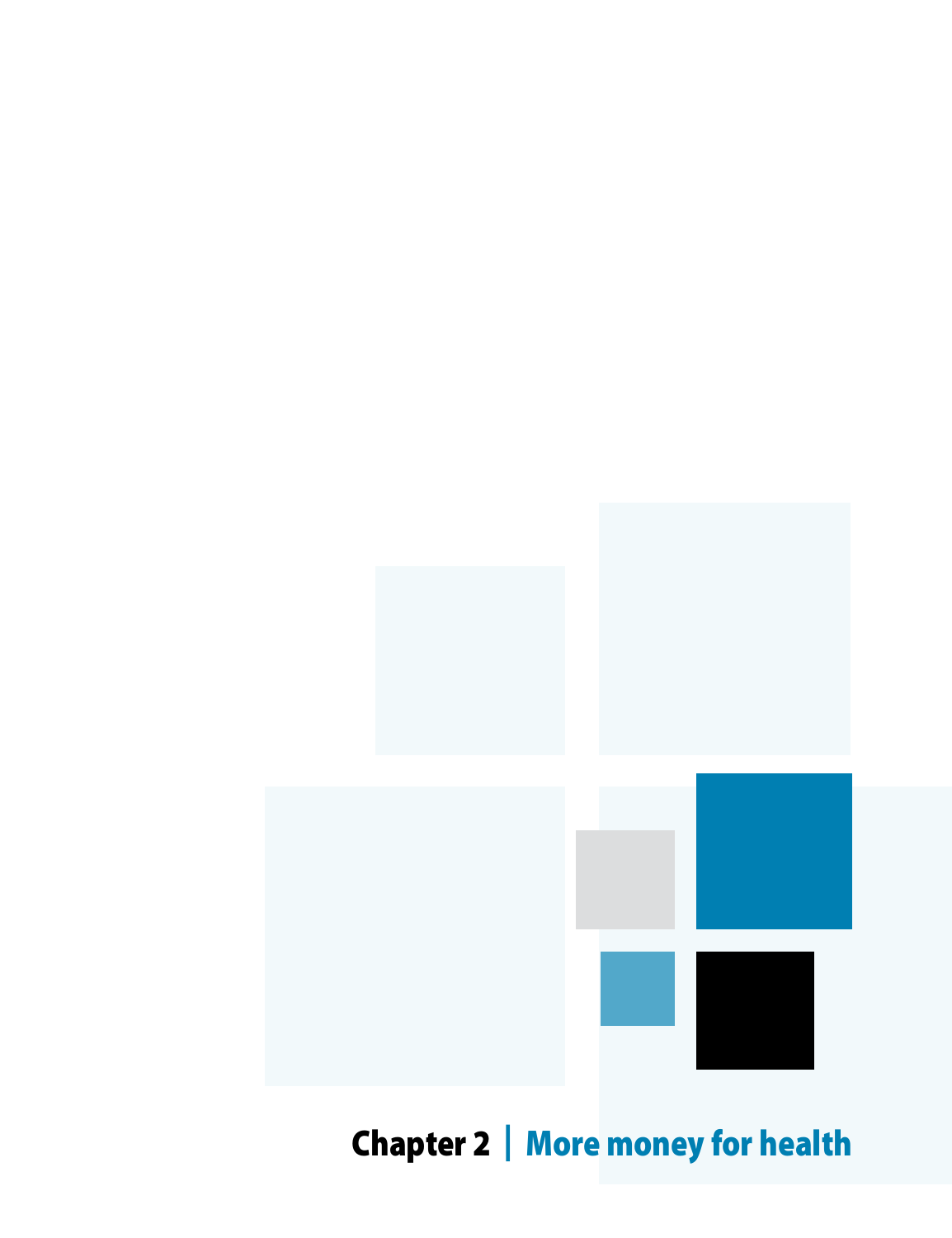# Chapter 2 | More money for health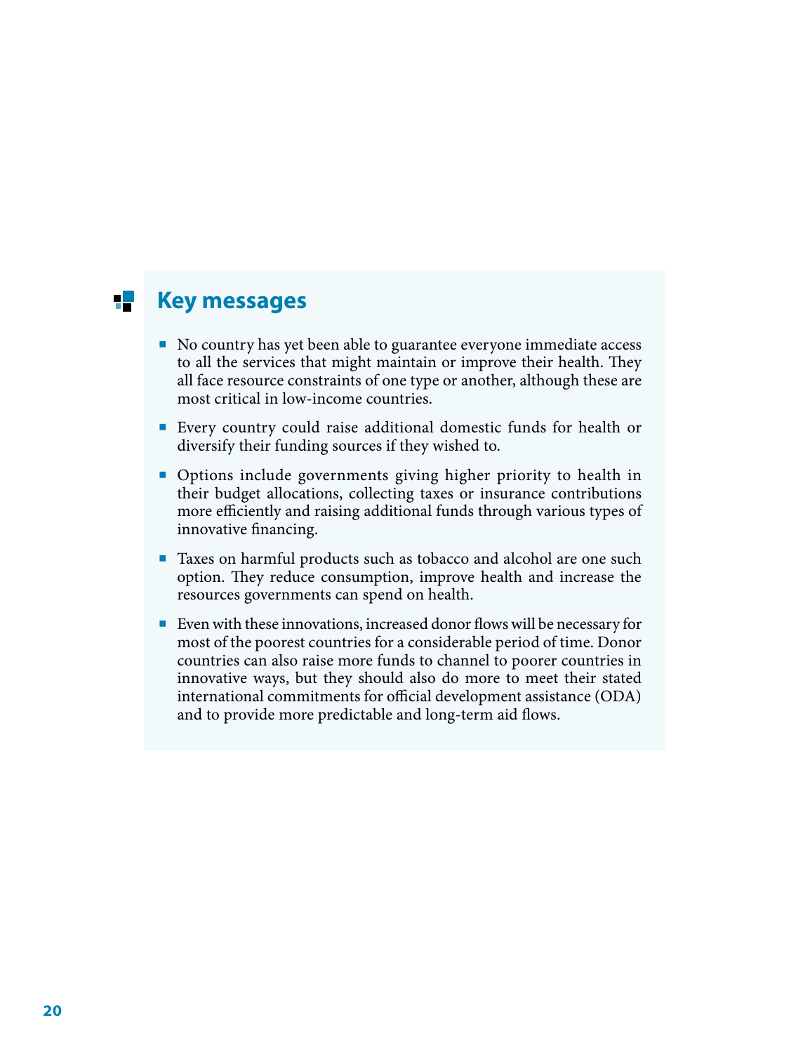## Key messages

- No country has yet been able to guarantee everyone immediate access to all the services that might maintain or improve their health. They all face resource constraints of one type or another, although these are most critical in low-income countries.
- Every country could raise additional domestic funds for health or diversify their funding sources if they wished to.
- Options include governments giving higher priority to health in their budget allocations, collecting taxes or insurance contributions more efficiently and raising additional funds through various types of innovative financing.
- Taxes on harmful products such as tobacco and alcohol are one such option. They reduce consumption, improve health and increase the resources governments can spend on health.
- Even with these innovations, increased donor flows will be necessary for most of the poorest countries for a considerable period of time. Donor countries can also raise more funds to channel to poorer countries in innovative ways, but they should also do more to meet their stated international commitments for official development assistance (ODA) and to provide more predictable and long-term aid flows.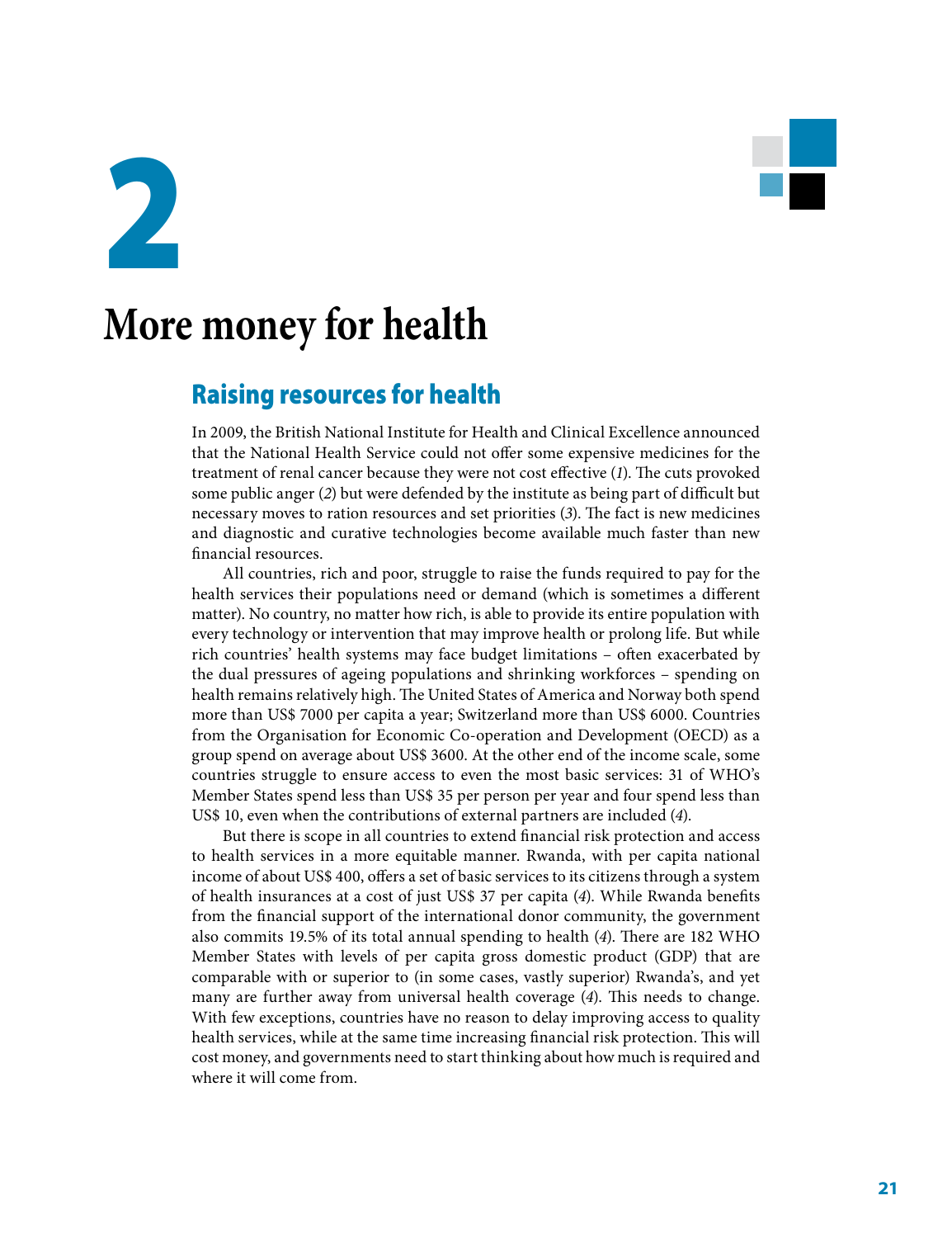# 2

# More money for health

## Raising resources for health

In 2009, the British National Institute for Health and Clinical Excellence announced that the National Health Service could not offer some expensive medicines for the treatment of renal cancer because they were not cost effective (*1*). The cuts provoked some public anger (*2*) but were defended by the institute as being part of difficult but necessary moves to ration resources and set priorities (*3*). The fact is new medicines and diagnostic and curative technologies become available much faster than new financial resources.

All countries, rich and poor, struggle to raise the funds required to pay for the health services their populations need or demand (which is sometimes a different matter). No country, no matter how rich, is able to provide its entire population with every technology or intervention that may improve health or prolong life. But while rich countries' health systems may face budget limitations – often exacerbated by the dual pressures of ageing populations and shrinking workforces – spending on health remains relatively high. The United States of America and Norway both spend more than US$ 7000 per capita a year; Switzerland more than US$ 6000. Countries from the Organisation for Economic Co-operation and Development (OECD) as a group spend on average about US$ 3600. At the other end of the income scale, some countries struggle to ensure access to even the most basic services: 31 of WHO's Member States spend less than US$ 35 per person per year and four spend less than US$ 10, even when the contributions of external partners are included (*4*).

But there is scope in all countries to extend financial risk protection and access to health services in a more equitable manner. Rwanda, with per capita national income of about US$ 400, offers a set of basic services to its citizens through a system of health insurances at a cost of just US$ 37 per capita (*4*). While Rwanda benefits from the financial support of the international donor community, the government also commits 19.5% of its total annual spending to health (*4*). There are 182 WHO Member States with levels of per capita gross domestic product (GDP) that are comparable with or superior to (in some cases, vastly superior) Rwanda's, and yet many are further away from universal health coverage (*4*). This needs to change. With few exceptions, countries have no reason to delay improving access to quality health services, while at the same time increasing financial risk protection. This will cost money, and governments need to start thinking about how much is required and where it will come from.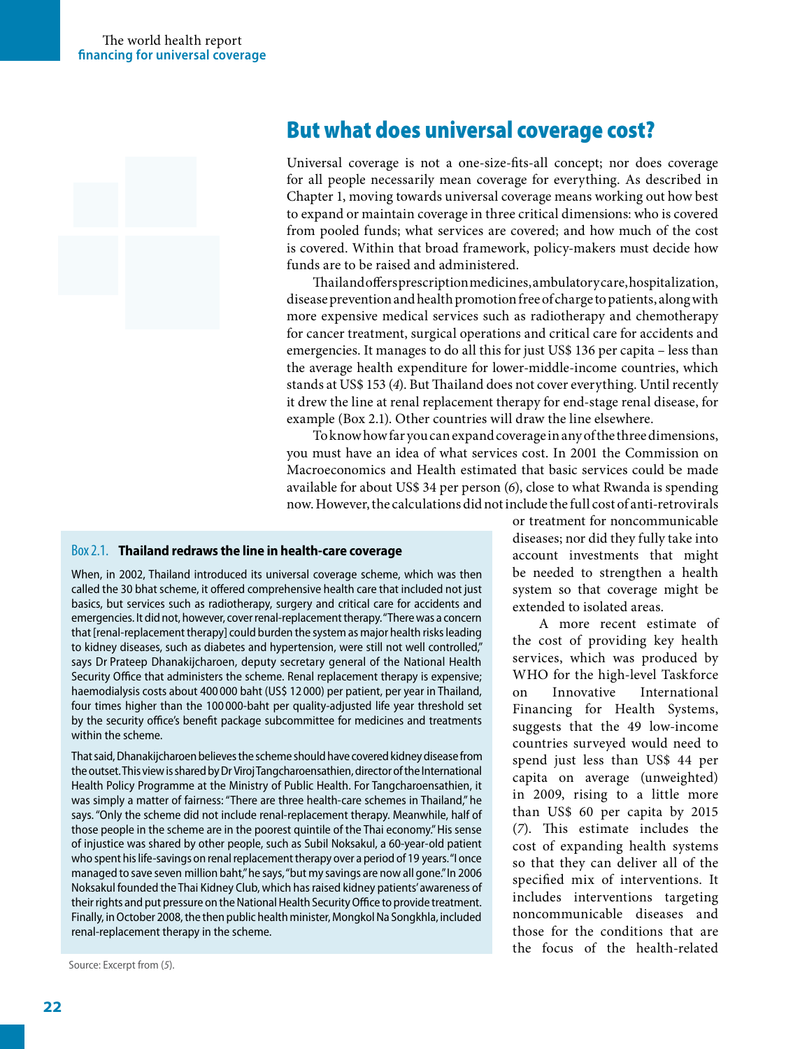## But what does universal coverage cost?

Universal coverage is not a one-size-fits-all concept; nor does coverage for all people necessarily mean coverage for everything. As described in Chapter 1, moving towards universal coverage means working out how best to expand or maintain coverage in three critical dimensions: who is covered from pooled funds; what services are covered; and how much of the cost is covered. Within that broad framework, policy-makers must decide how funds are to be raised and administered.

Thailand offers prescription medicines, ambulatory care, hospitalization, disease prevention and health promotion free of charge to patients, along with more expensive medical services such as radiotherapy and chemotherapy for cancer treatment, surgical operations and critical care for accidents and emergencies. It manages to do all this for just US$ 136 per capita – less than the average health expenditure for lower-middle-income countries, which stands at US$ 153 (*4*). But Thailand does not cover everything. Until recently it drew the line at renal replacement therapy for end-stage renal disease, for example (Box 2.1). Other countries will draw the line elsewhere.

To know how far you can expand coverage in any of the three dimensions, you must have an idea of what services cost. In 2001 the Commission on Macroeconomics and Health estimated that basic services could be made available for about US$ 34 per person (*6*), close to what Rwanda is spending now. However, the calculations did not include the full cost of anti-retrovirals or treatment for noncommunicable diseases; nor did they fully take into account investments that might be needed to strengthen a health system so that coverage might be extended to isolated areas.

A more recent estimate of the cost of providing key health services, which was produced by WHO for the high-level Taskforce on Innovative International Financing for Health Systems, suggests that the 49 low-income countries surveyed would need to spend just less than US$ 44 per capita on average (unweighted) in 2009, rising to a little more than US$ 60 per capita by 2015 (*7*). This estimate includes the cost of expanding health systems so that they can deliver all of the specified mix of interventions. It includes interventions targeting noncommunicable diseases and those for the conditions that are the focus of the health-related

> **Box 2.1. Thailand redraws the line in health-care coverage**
>
> When, in 2002, Thailand introduced its universal coverage scheme, which was then called the 30 bhat scheme, it offered comprehensive health care that included not just basics, but services such as radiotherapy, surgery and critical care for accidents and emergencies. It did not, however, cover renal-replacement therapy. "There was a concern that [renal-replacement therapy] could burden the system as major health risks leading to kidney diseases, such as diabetes and hypertension, were still not well controlled," says Dr Prateep Dhanakijcharoen, deputy secretary general of the National Health Security Office that administers the scheme. Renal replacement therapy is expensive; haemodialysis costs about 400 000 baht (US$ 12 000) per patient, per year in Thailand, four times higher than the 100 000-baht per quality-adjusted life year threshold set by the security office's benefit package subcommittee for medicines and treatments within the scheme.
>
> That said, Dhanakijcharoen believes the scheme should have covered kidney disease from the outset. This view is shared by Dr Viroj Tangcharoensathien, director of the International Health Policy Programme at the Ministry of Public Health. For Tangcharoensathien, it was simply a matter of fairness: "There are three health-care schemes in Thailand," he says. "Only the scheme did not include renal-replacement therapy. Meanwhile, half of those people in the scheme are in the poorest quintile of the Thai economy." His sense of injustice was shared by other people, such as Subil Noksakul, a 60-year-old patient who spent his life-savings on renal replacement therapy over a period of 19 years. "I once managed to save seven million baht," he says, "but my savings are now all gone." In 2006 Noksakul founded the Thai Kidney Club, which has raised kidney patients' awareness of their rights and put pressure on the National Health Security Office to provide treatment. Finally, in October 2008, the then public health minister, Mongkol Na Songkhla, included renal-replacement therapy in the scheme.
>
> Source: Excerpt from (*5*).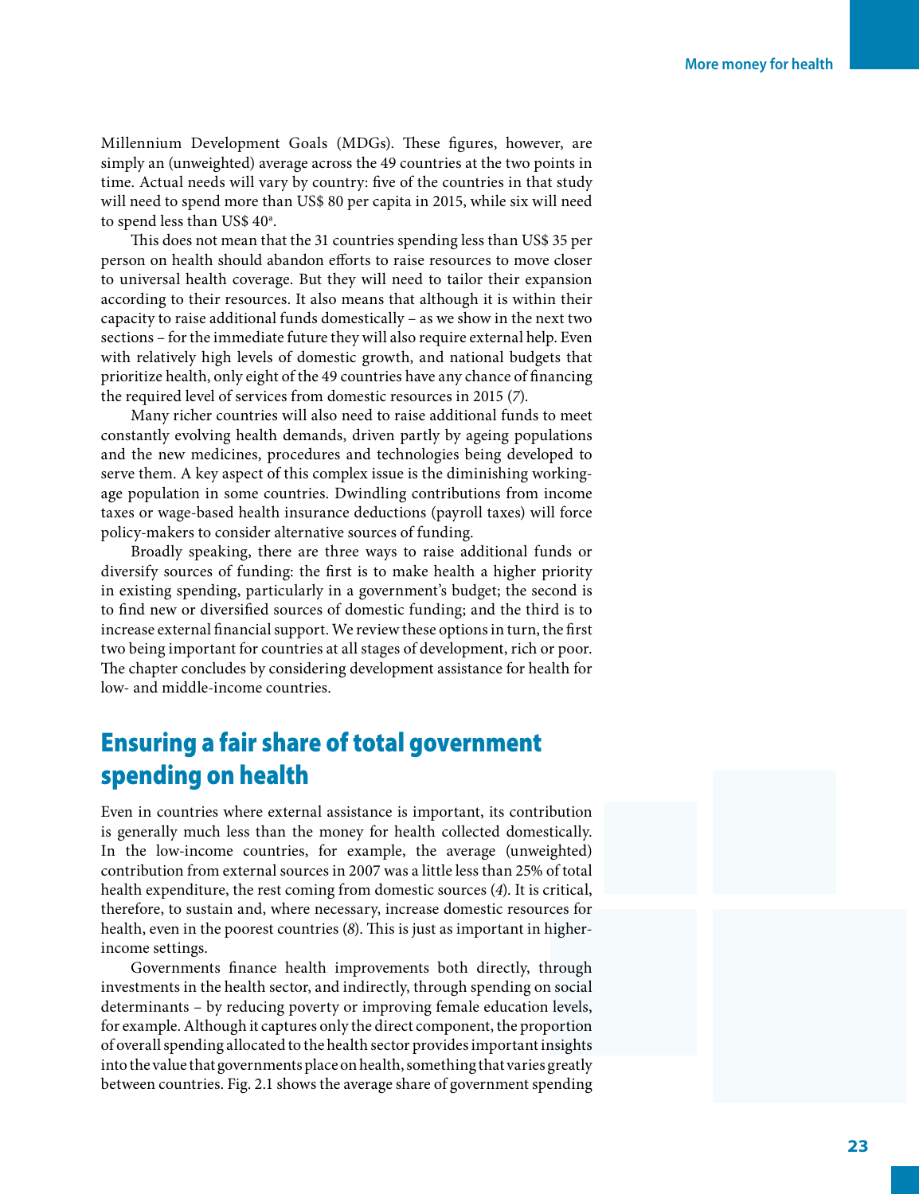Millennium Development Goals (MDGs). These figures, however, are simply an (unweighted) average across the 49 countries at the two points in time. Actual needs will vary by country: five of the countries in that study will need to spend more than US$ 80 per capita in 2015, while six will need to spend less than US$ 40[a].

This does not mean that the 31 countries spending less than US$ 35 per person on health should abandon efforts to raise resources to move closer to universal health coverage. But they will need to tailor their expansion according to their resources. It also means that although it is within their capacity to raise additional funds domestically – as we show in the next two sections – for the immediate future they will also require external help. Even with relatively high levels of domestic growth, and national budgets that prioritize health, only eight of the 49 countries have any chance of financing the required level of services from domestic resources in 2015 (*7*).

Many richer countries will also need to raise additional funds to meet constantly evolving health demands, driven partly by ageing populations and the new medicines, procedures and technologies being developed to serve them. A key aspect of this complex issue is the diminishing working-age population in some countries. Dwindling contributions from income taxes or wage-based health insurance deductions (payroll taxes) will force policy-makers to consider alternative sources of funding.

Broadly speaking, there are three ways to raise additional funds or diversify sources of funding: the first is to make health a higher priority in existing spending, particularly in a government's budget; the second is to find new or diversified sources of domestic funding; and the third is to increase external financial support. We review these options in turn, the first two being important for countries at all stages of development, rich or poor. The chapter concludes by considering development assistance for health for low- and middle-income countries.

## Ensuring a fair share of total government spending on health

Even in countries where external assistance is important, its contribution is generally much less than the money for health collected domestically. In the low-income countries, for example, the average (unweighted) contribution from external sources in 2007 was a little less than 25% of total health expenditure, the rest coming from domestic sources (*4*). It is critical, therefore, to sustain and, where necessary, increase domestic resources for health, even in the poorest countries (*8*). This is just as important in higher-income settings.

Governments finance health improvements both directly, through investments in the health sector, and indirectly, through spending on social determinants – by reducing poverty or improving female education levels, for example. Although it captures only the direct component, the proportion of overall spending allocated to the health sector provides important insights into the value that governments place on health, something that varies greatly between countries. Fig. 2.1 shows the average share of government spending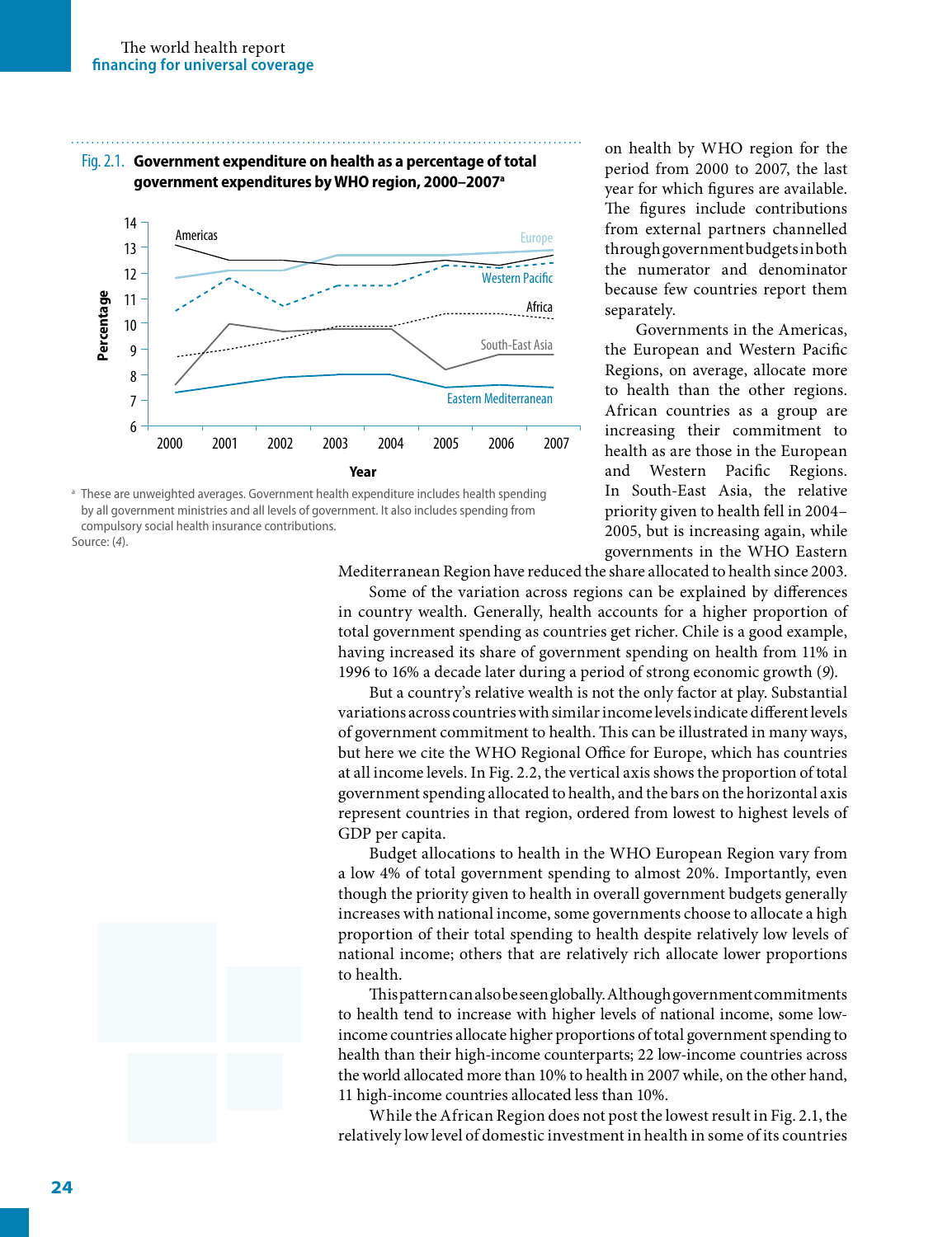Fig. 2.1. **Government expenditure on health as a percentage of total government expenditures by WHO region, 2000–2007**[a]

[a] These are unweighted averages. Government health expenditure includes health spending by all government ministries and all levels of government. It also includes spending from compulsory social health insurance contributions.
Source: (*4*).

on health by WHO region for the period from 2000 to 2007, the last year for which figures are available. The figures include contributions from external partners channelled through government budgets in both the numerator and denominator because few countries report them separately.

Governments in the Americas, the European and Western Pacific Regions, on average, allocate more to health than the other regions. African countries as a group are increasing their commitment to health as are those in the European and Western Pacific Regions. In South-East Asia, the relative priority given to health fell in 2004–2005, but is increasing again, while governments in the WHO Eastern Mediterranean Region have reduced the share allocated to health since 2003.

Some of the variation across regions can be explained by differences in country wealth. Generally, health accounts for a higher proportion of total government spending as countries get richer. Chile is a good example, having increased its share of government spending on health from 11% in 1996 to 16% a decade later during a period of strong economic growth (*9*).

But a country's relative wealth is not the only factor at play. Substantial variations across countries with similar income levels indicate different levels of government commitment to health. This can be illustrated in many ways, but here we cite the WHO Regional Office for Europe, which has countries at all income levels. In Fig. 2.2, the vertical axis shows the proportion of total government spending allocated to health, and the bars on the horizontal axis represent countries in that region, ordered from lowest to highest levels of GDP per capita.

Budget allocations to health in the WHO European Region vary from a low 4% of total government spending to almost 20%. Importantly, even though the priority given to health in overall government budgets generally increases with national income, some governments choose to allocate a high proportion of their total spending to health despite relatively low levels of national income; others that are relatively rich allocate lower proportions to health.

This pattern can also be seen globally. Although government commitments to health tend to increase with higher levels of national income, some low-income countries allocate higher proportions of total government spending to health than their high-income counterparts; 22 low-income countries across the world allocated more than 10% to health in 2007 while, on the other hand, 11 high-income countries allocated less than 10%.

While the African Region does not post the lowest result in Fig. 2.1, the relatively low level of domestic investment in health in some of its countries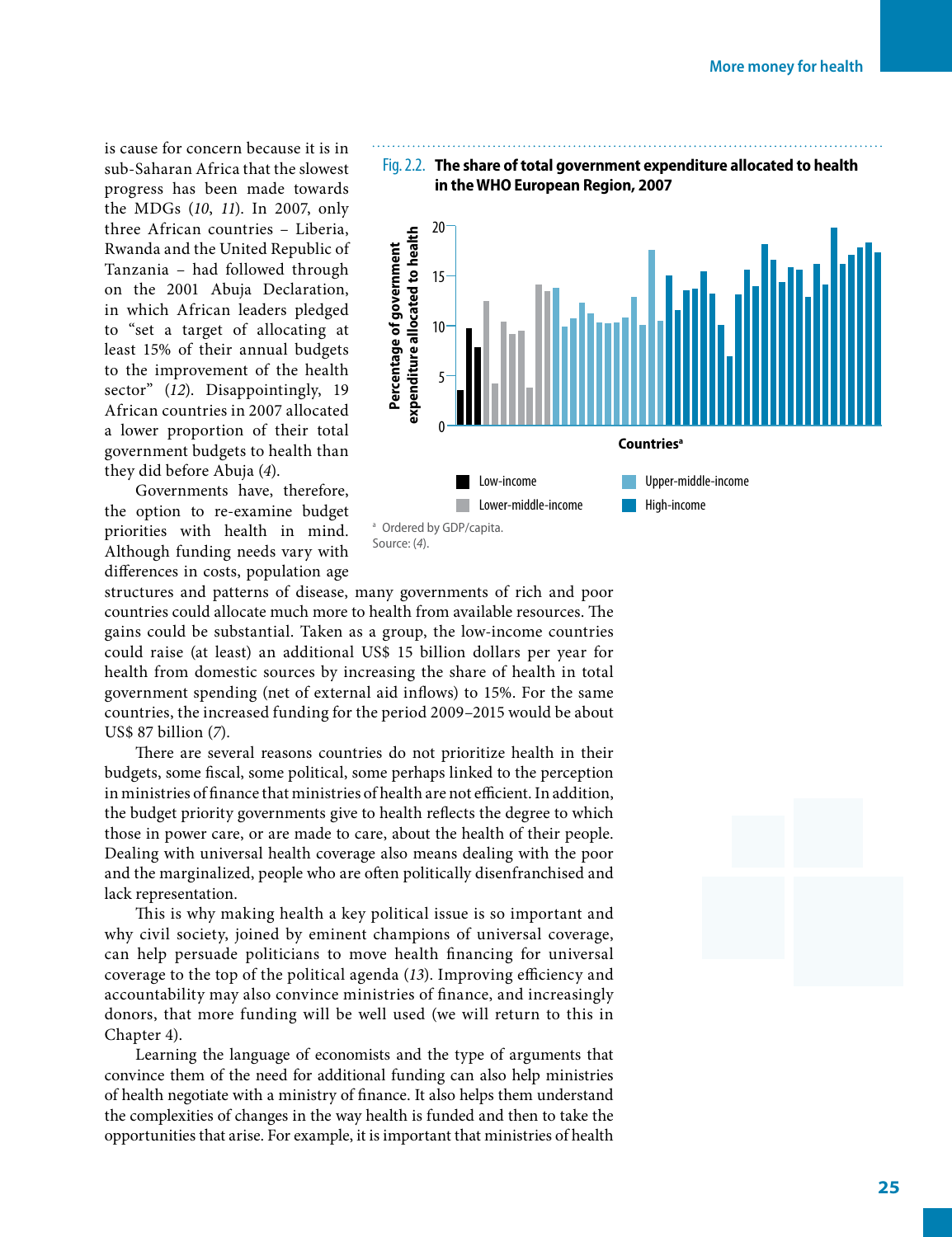is cause for concern because it is in sub-Saharan Africa that the slowest progress has been made towards the MDGs (*10*, *11*). In 2007, only three African countries – Liberia, Rwanda and the United Republic of Tanzania – had followed through on the 2001 Abuja Declaration, in which African leaders pledged to "set a target of allocating at least 15% of their annual budgets to the improvement of the health sector" (*12*). Disappointingly, 19 African countries in 2007 allocated a lower proportion of their total government budgets to health than they did before Abuja (*4*).

Governments have, therefore, the option to re-examine budget priorities with health in mind. Although funding needs vary with differences in costs, population age structures and patterns of disease, many governments of rich and poor countries could allocate much more to health from available resources. The gains could be substantial. Taken as a group, the low-income countries could raise (at least) an additional US$ 15 billion dollars per year for health from domestic sources by increasing the share of health in total government spending (net of external aid inflows) to 15%. For the same countries, the increased funding for the period 2009–2015 would be about US$ 87 billion (*7*).

There are several reasons countries do not prioritize health in their budgets, some fiscal, some political, some perhaps linked to the perception in ministries of finance that ministries of health are not efficient. In addition, the budget priority governments give to health reflects the degree to which those in power care, or are made to care, about the health of their people. Dealing with universal health coverage also means dealing with the poor and the marginalized, people who are often politically disenfranchised and lack representation.

This is why making health a key political issue is so important and why civil society, joined by eminent champions of universal coverage, can help persuade politicians to move health financing for universal coverage to the top of the political agenda (*13*). Improving efficiency and accountability may also convince ministries of finance, and increasingly donors, that more funding will be well used (we will return to this in Chapter 4).

Learning the language of economists and the type of arguments that convince them of the need for additional funding can also help ministries of health negotiate with a ministry of finance. It also helps them understand the complexities of changes in the way health is funded and then to take the opportunities that arise. For example, it is important that ministries of health

**Fig. 2.2. The share of total government expenditure allocated to health in the WHO European Region, 2007**

Percentage of government expenditure allocated to health (0–20); Countries[a]

Legend: Low-income; Lower-middle-income; Upper-middle-income; High-income

[a] Ordered by GDP/capita.
Source: (*4*).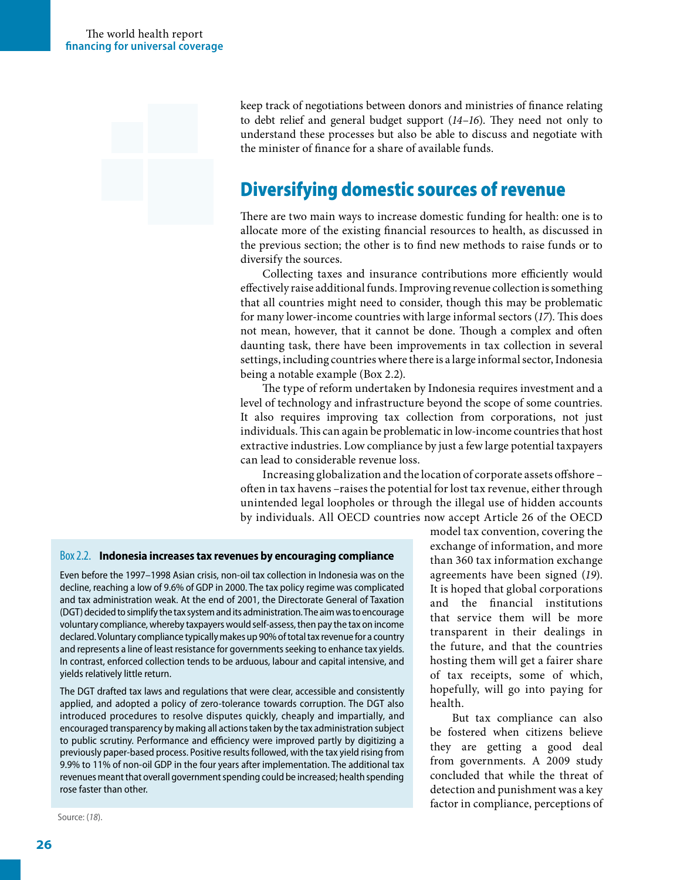keep track of negotiations between donors and ministries of finance relating to debt relief and general budget support (*14–16*). They need not only to understand these processes but also be able to discuss and negotiate with the minister of finance for a share of available funds.

## Diversifying domestic sources of revenue

There are two main ways to increase domestic funding for health: one is to allocate more of the existing financial resources to health, as discussed in the previous section; the other is to find new methods to raise funds or to diversify the sources.

Collecting taxes and insurance contributions more efficiently would effectively raise additional funds. Improving revenue collection is something that all countries might need to consider, though this may be problematic for many lower-income countries with large informal sectors (*17*). This does not mean, however, that it cannot be done. Though a complex and often daunting task, there have been improvements in tax collection in several settings, including countries where there is a large informal sector, Indonesia being a notable example (Box 2.2).

The type of reform undertaken by Indonesia requires investment and a level of technology and infrastructure beyond the scope of some countries. It also requires improving tax collection from corporations, not just individuals. This can again be problematic in low-income countries that host extractive industries. Low compliance by just a few large potential taxpayers can lead to considerable revenue loss.

Increasing globalization and the location of corporate assets offshore – often in tax havens –raises the potential for lost tax revenue, either through unintended legal loopholes or through the illegal use of hidden accounts by individuals. All OECD countries now accept Article 26 of the OECD model tax convention, covering the exchange of information, and more than 360 tax information exchange agreements have been signed (*19*). It is hoped that global corporations and the financial institutions that service them will be more transparent in their dealings in the future, and that the countries hosting them will get a fairer share of tax receipts, some of which, hopefully, will go into paying for health.

But tax compliance can also be fostered when citizens believe they are getting a good deal from governments. A 2009 study concluded that while the threat of detection and punishment was a key factor in compliance, perceptions of

> **Box 2.2. Indonesia increases tax revenues by encouraging compliance**
>
> Even before the 1997–1998 Asian crisis, non-oil tax collection in Indonesia was on the decline, reaching a low of 9.6% of GDP in 2000. The tax policy regime was complicated and tax administration weak. At the end of 2001, the Directorate General of Taxation (DGT) decided to simplify the tax system and its administration. The aim was to encourage voluntary compliance, whereby taxpayers would self-assess, then pay the tax on income declared. Voluntary compliance typically makes up 90% of total tax revenue for a country and represents a line of least resistance for governments seeking to enhance tax yields. In contrast, enforced collection tends to be arduous, labour and capital intensive, and yields relatively little return.
>
> The DGT drafted tax laws and regulations that were clear, accessible and consistently applied, and adopted a policy of zero-tolerance towards corruption. The DGT also introduced procedures to resolve disputes quickly, cheaply and impartially, and encouraged transparency by making all actions taken by the tax administration subject to public scrutiny. Performance and efficiency were improved partly by digitizing a previously paper-based process. Positive results followed, with the tax yield rising from 9.9% to 11% of non-oil GDP in the four years after implementation. The additional tax revenues meant that overall government spending could be increased; health spending rose faster than other.
>
> Source: (*18*).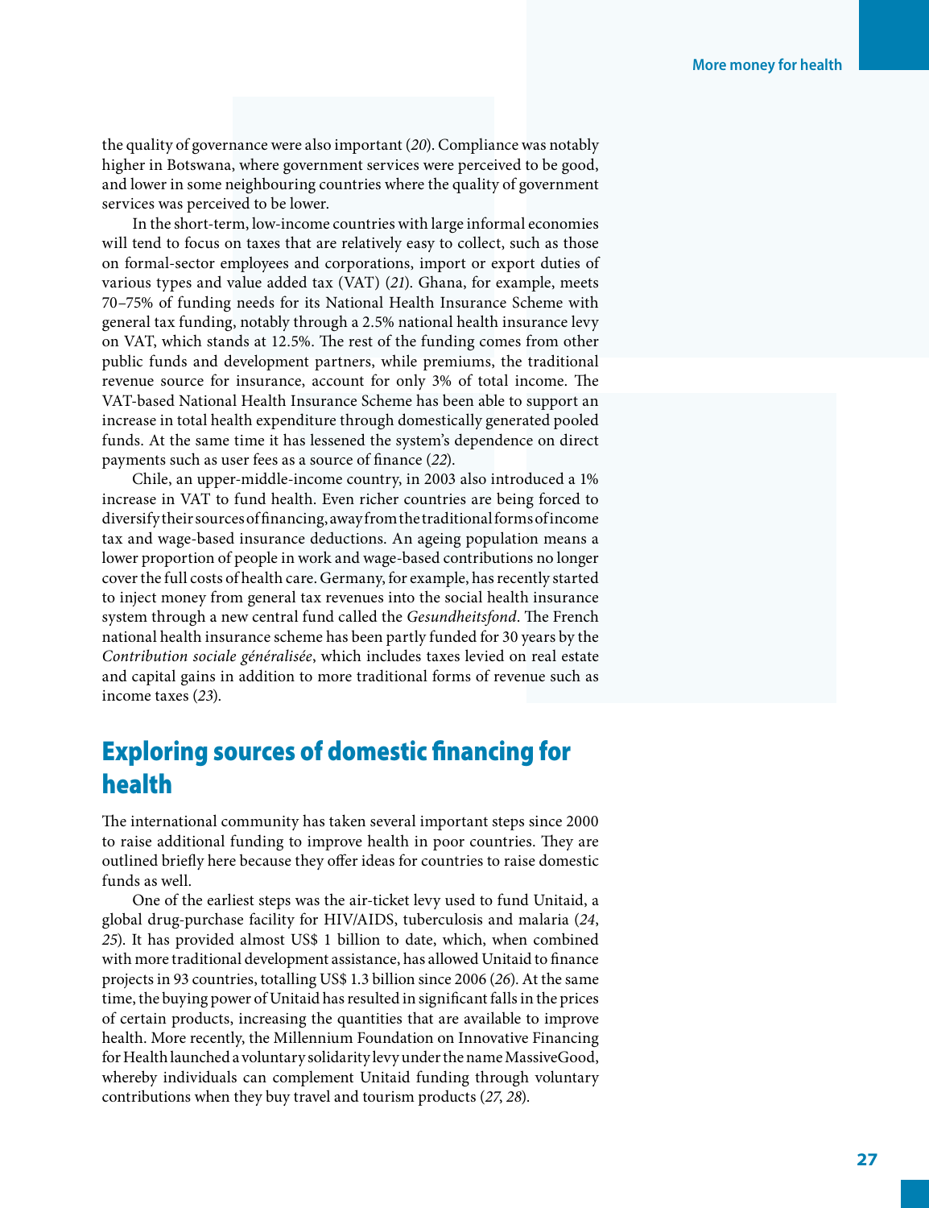the quality of governance were also important (*20*). Compliance was notably higher in Botswana, where government services were perceived to be good, and lower in some neighbouring countries where the quality of government services was perceived to be lower.

In the short-term, low-income countries with large informal economies will tend to focus on taxes that are relatively easy to collect, such as those on formal-sector employees and corporations, import or export duties of various types and value added tax (VAT) (*21*). Ghana, for example, meets 70–75% of funding needs for its National Health Insurance Scheme with general tax funding, notably through a 2.5% national health insurance levy on VAT, which stands at 12.5%. The rest of the funding comes from other public funds and development partners, while premiums, the traditional revenue source for insurance, account for only 3% of total income. The VAT-based National Health Insurance Scheme has been able to support an increase in total health expenditure through domestically generated pooled funds. At the same time it has lessened the system's dependence on direct payments such as user fees as a source of finance (*22*).

Chile, an upper-middle-income country, in 2003 also introduced a 1% increase in VAT to fund health. Even richer countries are being forced to diversify their sources of financing, away from the traditional forms of income tax and wage-based insurance deductions. An ageing population means a lower proportion of people in work and wage-based contributions no longer cover the full costs of health care. Germany, for example, has recently started to inject money from general tax revenues into the social health insurance system through a new central fund called the *Gesundheitsfond*. The French national health insurance scheme has been partly funded for 30 years by the *Contribution sociale généralisée*, which includes taxes levied on real estate and capital gains in addition to more traditional forms of revenue such as income taxes (*23*).

## Exploring sources of domestic financing for health

The international community has taken several important steps since 2000 to raise additional funding to improve health in poor countries. They are outlined briefly here because they offer ideas for countries to raise domestic funds as well.

One of the earliest steps was the air-ticket levy used to fund Unitaid, a global drug-purchase facility for HIV/AIDS, tuberculosis and malaria (*24*, *25*). It has provided almost US$ 1 billion to date, which, when combined with more traditional development assistance, has allowed Unitaid to finance projects in 93 countries, totalling US$ 1.3 billion since 2006 (*26*). At the same time, the buying power of Unitaid has resulted in significant falls in the prices of certain products, increasing the quantities that are available to improve health. More recently, the Millennium Foundation on Innovative Financing for Health launched a voluntary solidarity levy under the name MassiveGood, whereby individuals can complement Unitaid funding through voluntary contributions when they buy travel and tourism products (*27*, *28*).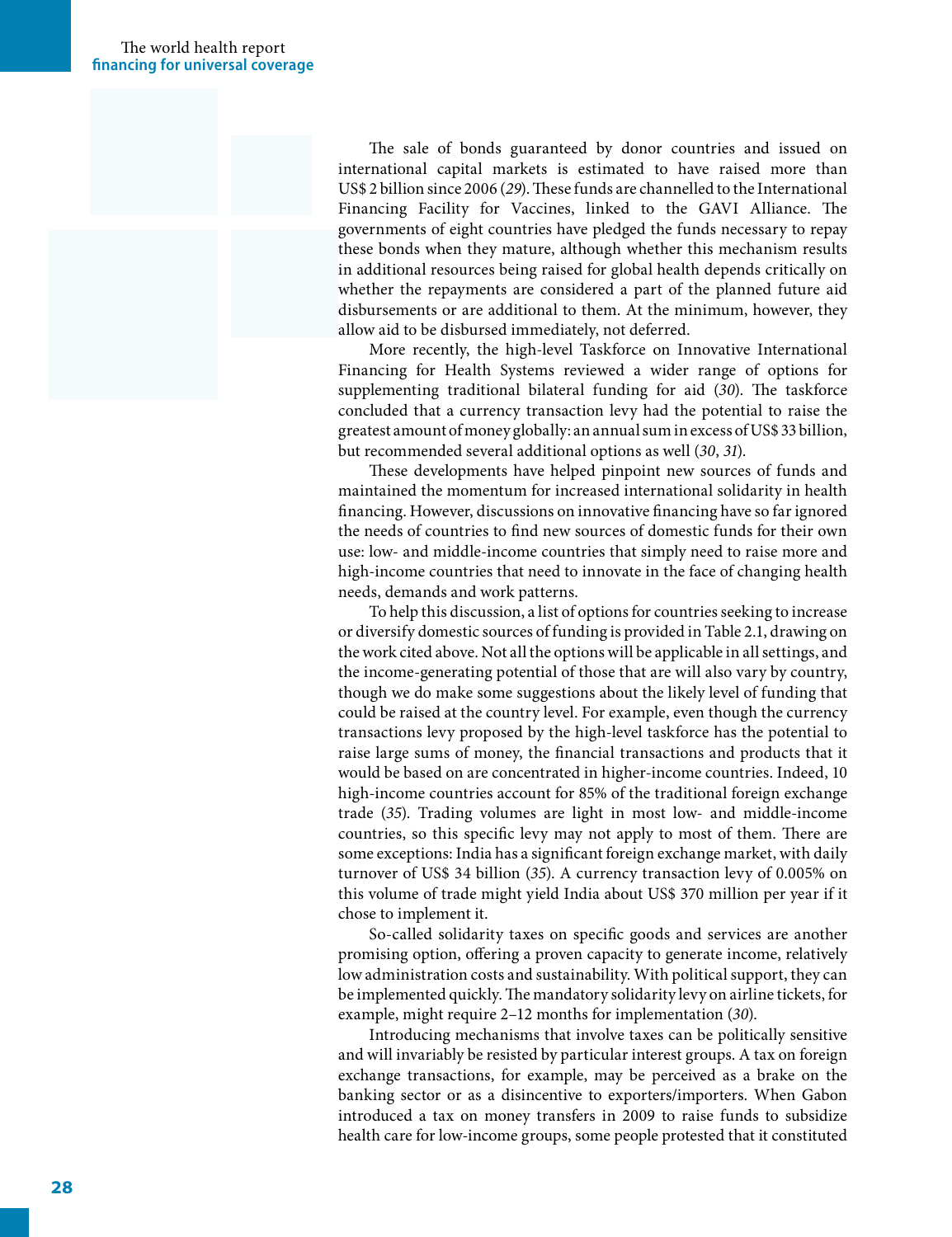The sale of bonds guaranteed by donor countries and issued on international capital markets is estimated to have raised more than US$ 2 billion since 2006 (*29*). These funds are channelled to the International Financing Facility for Vaccines, linked to the GAVI Alliance. The governments of eight countries have pledged the funds necessary to repay these bonds when they mature, although whether this mechanism results in additional resources being raised for global health depends critically on whether the repayments are considered a part of the planned future aid disbursements or are additional to them. At the minimum, however, they allow aid to be disbursed immediately, not deferred.

More recently, the high-level Taskforce on Innovative International Financing for Health Systems reviewed a wider range of options for supplementing traditional bilateral funding for aid (*30*). The taskforce concluded that a currency transaction levy had the potential to raise the greatest amount of money globally: an annual sum in excess of US$ 33 billion, but recommended several additional options as well (*30*, *31*).

These developments have helped pinpoint new sources of funds and maintained the momentum for increased international solidarity in health financing. However, discussions on innovative financing have so far ignored the needs of countries to find new sources of domestic funds for their own use: low- and middle-income countries that simply need to raise more and high-income countries that need to innovate in the face of changing health needs, demands and work patterns.

To help this discussion, a list of options for countries seeking to increase or diversify domestic sources of funding is provided in Table 2.1, drawing on the work cited above. Not all the options will be applicable in all settings, and the income-generating potential of those that are will also vary by country, though we do make some suggestions about the likely level of funding that could be raised at the country level. For example, even though the currency transactions levy proposed by the high-level taskforce has the potential to raise large sums of money, the financial transactions and products that it would be based on are concentrated in higher-income countries. Indeed, 10 high-income countries account for 85% of the traditional foreign exchange trade (*35*). Trading volumes are light in most low- and middle-income countries, so this specific levy may not apply to most of them. There are some exceptions: India has a significant foreign exchange market, with daily turnover of US$ 34 billion (*35*). A currency transaction levy of 0.005% on this volume of trade might yield India about US$ 370 million per year if it chose to implement it.

So-called solidarity taxes on specific goods and services are another promising option, offering a proven capacity to generate income, relatively low administration costs and sustainability. With political support, they can be implemented quickly. The mandatory solidarity levy on airline tickets, for example, might require 2–12 months for implementation (*30*).

Introducing mechanisms that involve taxes can be politically sensitive and will invariably be resisted by particular interest groups. A tax on foreign exchange transactions, for example, may be perceived as a brake on the banking sector or as a disincentive to exporters/importers. When Gabon introduced a tax on money transfers in 2009 to raise funds to subsidize health care for low-income groups, some people protested that it constituted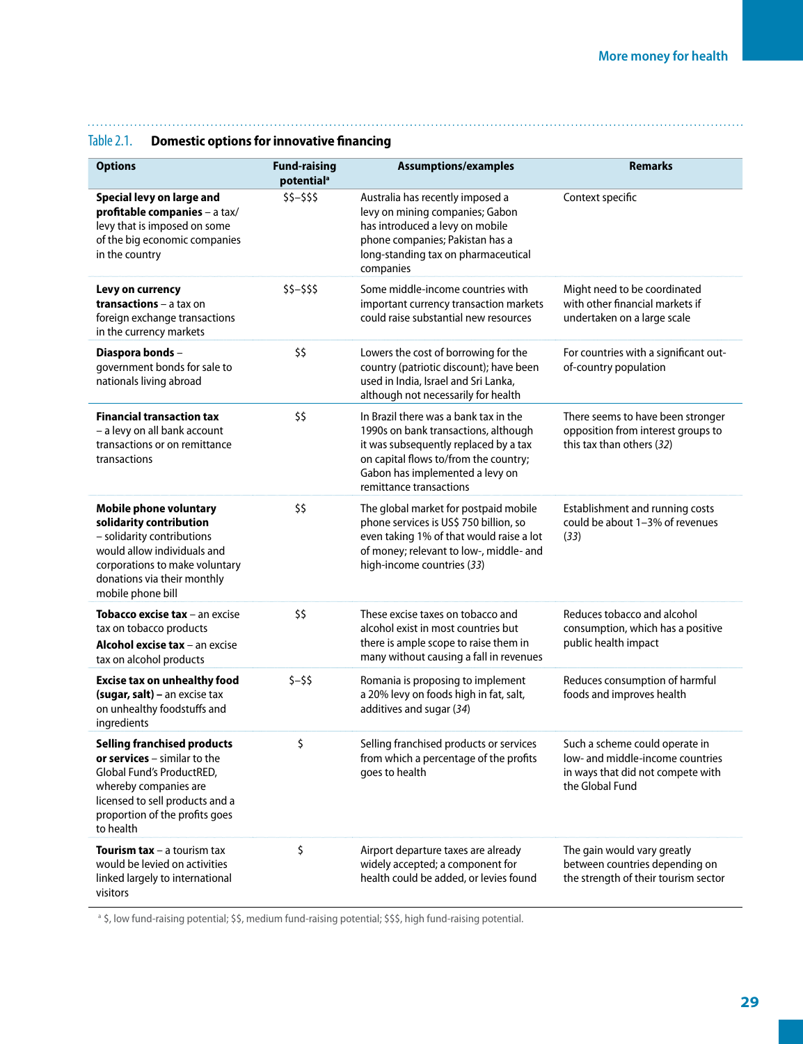Table 2.1. **Domestic options for innovative financing**

| Options | Fund-raising potential[a] | Assumptions/examples | Remarks |
|---|---|---|---|
| **Special levy on large and profitable companies** – a tax/levy that is imposed on some of the big economic companies in the country | \$\$–\$\$\$ | Australia has recently imposed a levy on mining companies; Gabon has introduced a levy on mobile phone companies; Pakistan has a long-standing tax on pharmaceutical companies | Context specific |
| **Levy on currency transactions** – a tax on foreign exchange transactions in the currency markets | \$\$–\$\$\$ | Some middle-income countries with important currency transaction markets could raise substantial new resources | Might need to be coordinated with other financial markets if undertaken on a large scale |
| **Diaspora bonds** – government bonds for sale to nationals living abroad | \$\$ | Lowers the cost of borrowing for the country (patriotic discount); have been used in India, Israel and Sri Lanka, although not necessarily for health | For countries with a significant out-of-country population |
| **Financial transaction tax** – a levy on all bank account transactions or on remittance transactions | \$\$ | In Brazil there was a bank tax in the 1990s on bank transactions, although it was subsequently replaced by a tax on capital flows to/from the country; Gabon has implemented a levy on remittance transactions | There seems to have been stronger opposition from interest groups to this tax than others (*32*) |
| **Mobile phone voluntary solidarity contribution** – solidarity contributions would allow individuals and corporations to make voluntary donations via their monthly mobile phone bill | \$\$ | The global market for postpaid mobile phone services is US\$ 750 billion, so even taking 1% of that would raise a lot of money; relevant to low-, middle- and high-income countries (*33*) | Establishment and running costs could be about 1–3% of revenues (*33*) |
| **Tobacco excise tax** – an excise tax on tobacco products<br>**Alcohol excise tax** – an excise tax on alcohol products | \$\$ | These excise taxes on tobacco and alcohol exist in most countries but there is ample scope to raise them in many without causing a fall in revenues | Reduces tobacco and alcohol consumption, which has a positive public health impact |
| **Excise tax on unhealthy food (sugar, salt) –** an excise tax on unhealthy foodstuffs and ingredients | \$–\$\$ | Romania is proposing to implement a 20% levy on foods high in fat, salt, additives and sugar (*34*) | Reduces consumption of harmful foods and improves health |
| **Selling franchised products or services** – similar to the Global Fund's ProductRED, whereby companies are licensed to sell products and a proportion of the profits goes to health | \$ | Selling franchised products or services from which a percentage of the profits goes to health | Such a scheme could operate in low- and middle-income countries in ways that did not compete with the Global Fund |
| **Tourism tax** – a tourism tax would be levied on activities linked largely to international visitors | \$ | Airport departure taxes are already widely accepted; a component for health could be added, or levies found | The gain would vary greatly between countries depending on the strength of their tourism sector |

[a] \$, low fund-raising potential; \$\$, medium fund-raising potential; \$\$\$, high fund-raising potential.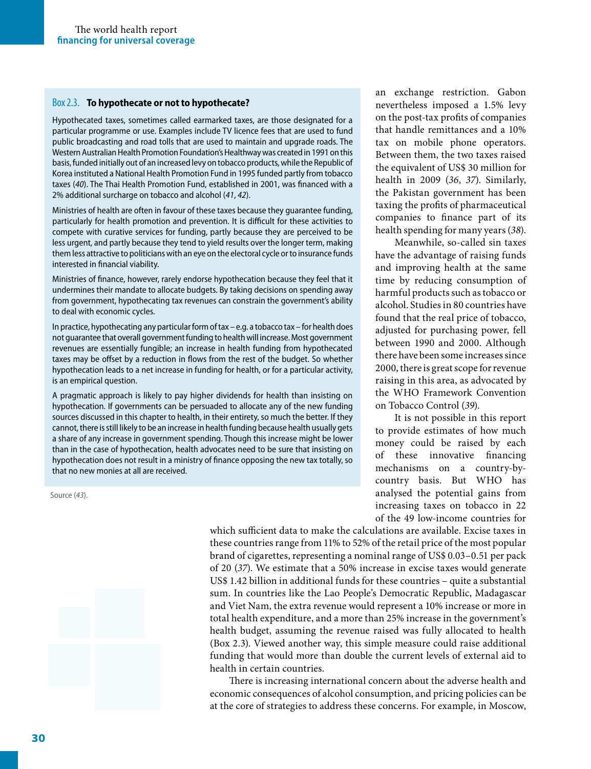### Box 2.3. To hypothecate or not to hypothecate?

Hypothecated taxes, sometimes called earmarked taxes, are those designated for a particular programme or use. Examples include TV licence fees that are used to fund public broadcasting and road tolls that are used to maintain and upgrade roads. The Western Australian Health Promotion Foundation's Healthway was created in 1991 on this basis, funded initially out of an increased levy on tobacco products, while the Republic of Korea instituted a National Health Promotion Fund in 1995 funded partly from tobacco taxes (*40*). The Thai Health Promotion Fund, established in 2001, was financed with a 2% additional surcharge on tobacco and alcohol (*41*, *42*).

Ministries of health are often in favour of these taxes because they guarantee funding, particularly for health promotion and prevention. It is difficult for these activities to compete with curative services for funding, partly because they are perceived to be less urgent, and partly because they tend to yield results over the longer term, making them less attractive to politicians with an eye on the electoral cycle or to insurance funds interested in financial viability.

Ministries of finance, however, rarely endorse hypothecation because they feel that it undermines their mandate to allocate budgets. By taking decisions on spending away from government, hypothecating tax revenues can constrain the government's ability to deal with economic cycles.

In practice, hypothecating any particular form of tax – e.g. a tobacco tax – for health does not guarantee that overall government funding to health will increase. Most government revenues are essentially fungible; an increase in health funding from hypothecated taxes may be offset by a reduction in flows from the rest of the budget. So whether hypothecation leads to a net increase in funding for health, or for a particular activity, is an empirical question.

A pragmatic approach is likely to pay higher dividends for health than insisting on hypothecation. If governments can be persuaded to allocate any of the new funding sources discussed in this chapter to health, in their entirety, so much the better. If they cannot, there is still likely to be an increase in health funding because health usually gets a share of any increase in government spending. Though this increase might be lower than in the case of hypothecation, health advocates need to be sure that insisting on hypothecation does not result in a ministry of finance opposing the new tax totally, so that no new monies at all are received.

Source (*43*).

an exchange restriction. Gabon nevertheless imposed a 1.5% levy on the post-tax profits of companies that handle remittances and a 10% tax on mobile phone operators. Between them, the two taxes raised the equivalent of US$ 30 million for health in 2009 (*36*, *37*). Similarly, the Pakistan government has been taxing the profits of pharmaceutical companies to finance part of its health spending for many years (*38*).

Meanwhile, so-called sin taxes have the advantage of raising funds and improving health at the same time by reducing consumption of harmful products such as tobacco or alcohol. Studies in 80 countries have found that the real price of tobacco, adjusted for purchasing power, fell between 1990 and 2000. Although there have been some increases since 2000, there is great scope for revenue raising in this area, as advocated by the WHO Framework Convention on Tobacco Control (*39*).

It is not possible in this report to provide estimates of how much money could be raised by each of these innovative financing mechanisms on a country-by-country basis. But WHO has analysed the potential gains from increasing taxes on tobacco in 22 of the 49 low-income countries for which sufficient data to make the calculations are available. Excise taxes in these countries range from 11% to 52% of the retail price of the most popular brand of cigarettes, representing a nominal range of US$ 0.03–0.51 per pack of 20 (*37*). We estimate that a 50% increase in excise taxes would generate US$ 1.42 billion in additional funds for these countries – quite a substantial sum. In countries like the Lao People's Democratic Republic, Madagascar and Viet Nam, the extra revenue would represent a 10% increase or more in total health expenditure, and a more than 25% increase in the government's health budget, assuming the revenue raised was fully allocated to health (Box 2.3). Viewed another way, this simple measure could raise additional funding that would more than double the current levels of external aid to health in certain countries.

There is increasing international concern about the adverse health and economic consequences of alcohol consumption, and pricing policies can be at the core of strategies to address these concerns. For example, in Moscow,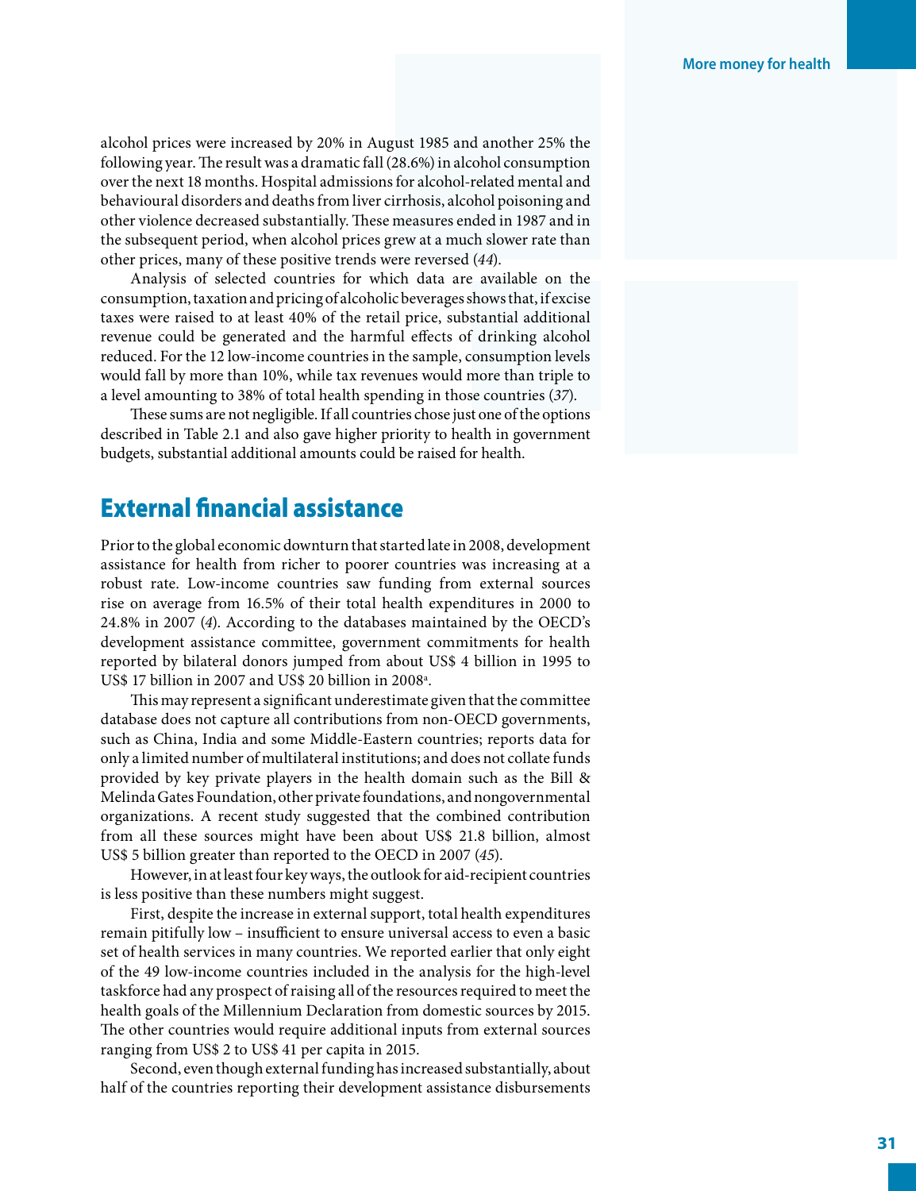alcohol prices were increased by 20% in August 1985 and another 25% the following year. The result was a dramatic fall (28.6%) in alcohol consumption over the next 18 months. Hospital admissions for alcohol-related mental and behavioural disorders and deaths from liver cirrhosis, alcohol poisoning and other violence decreased substantially. These measures ended in 1987 and in the subsequent period, when alcohol prices grew at a much slower rate than other prices, many of these positive trends were reversed (*44*).

Analysis of selected countries for which data are available on the consumption, taxation and pricing of alcoholic beverages shows that, if excise taxes were raised to at least 40% of the retail price, substantial additional revenue could be generated and the harmful effects of drinking alcohol reduced. For the 12 low-income countries in the sample, consumption levels would fall by more than 10%, while tax revenues would more than triple to a level amounting to 38% of total health spending in those countries (*37*).

These sums are not negligible. If all countries chose just one of the options described in Table 2.1 and also gave higher priority to health in government budgets, substantial additional amounts could be raised for health.

## External financial assistance

Prior to the global economic downturn that started late in 2008, development assistance for health from richer to poorer countries was increasing at a robust rate. Low-income countries saw funding from external sources rise on average from 16.5% of their total health expenditures in 2000 to 24.8% in 2007 (*4*). According to the databases maintained by the OECD's development assistance committee, government commitments for health reported by bilateral donors jumped from about US$ 4 billion in 1995 to US$ 17 billion in 2007 and US$ 20 billion in 2008[a].

This may represent a significant underestimate given that the committee database does not capture all contributions from non-OECD governments, such as China, India and some Middle-Eastern countries; reports data for only a limited number of multilateral institutions; and does not collate funds provided by key private players in the health domain such as the Bill & Melinda Gates Foundation, other private foundations, and nongovernmental organizations. A recent study suggested that the combined contribution from all these sources might have been about US$ 21.8 billion, almost US$ 5 billion greater than reported to the OECD in 2007 (*45*).

However, in at least four key ways, the outlook for aid-recipient countries is less positive than these numbers might suggest.

First, despite the increase in external support, total health expenditures remain pitifully low – insufficient to ensure universal access to even a basic set of health services in many countries. We reported earlier that only eight of the 49 low-income countries included in the analysis for the high-level taskforce had any prospect of raising all of the resources required to meet the health goals of the Millennium Declaration from domestic sources by 2015. The other countries would require additional inputs from external sources ranging from US$ 2 to US$ 41 per capita in 2015.

Second, even though external funding has increased substantially, about half of the countries reporting their development assistance disbursements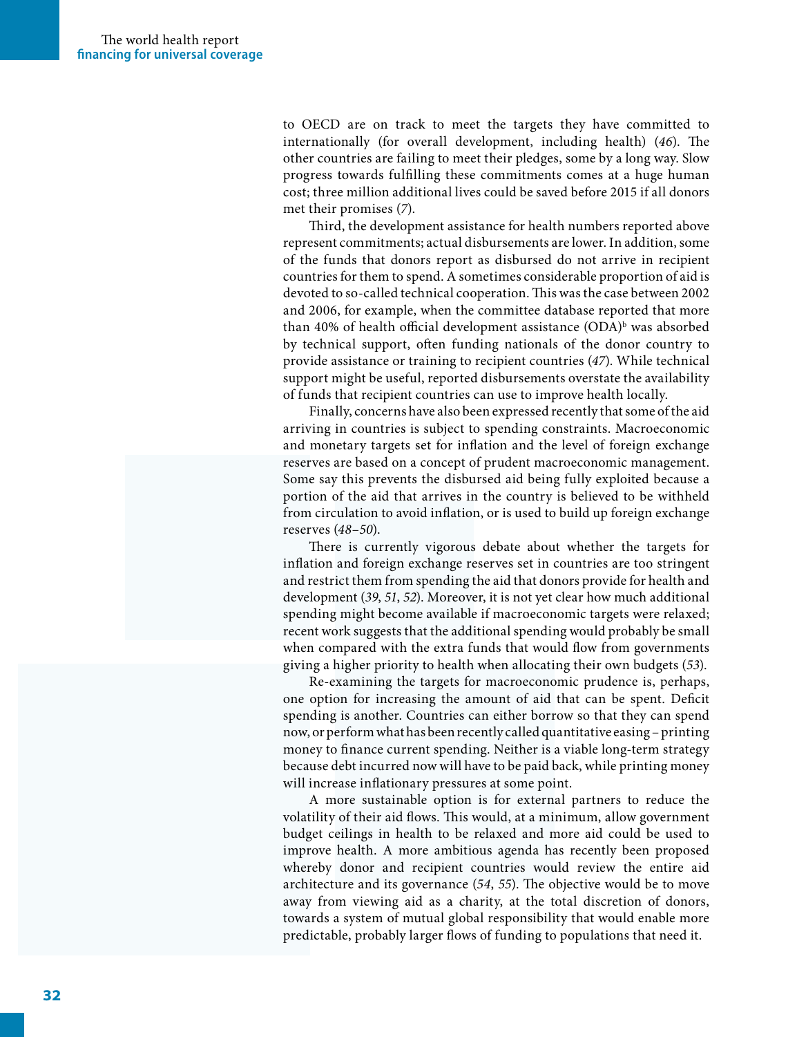to OECD are on track to meet the targets they have committed to internationally (for overall development, including health) (*46*). The other countries are failing to meet their pledges, some by a long way. Slow progress towards fulfilling these commitments comes at a huge human cost; three million additional lives could be saved before 2015 if all donors met their promises (*7*).

Third, the development assistance for health numbers reported above represent commitments; actual disbursements are lower. In addition, some of the funds that donors report as disbursed do not arrive in recipient countries for them to spend. A sometimes considerable proportion of aid is devoted to so-called technical cooperation. This was the case between 2002 and 2006, for example, when the committee database reported that more than 40% of health official development assistance (ODA)[b] was absorbed by technical support, often funding nationals of the donor country to provide assistance or training to recipient countries (*47*). While technical support might be useful, reported disbursements overstate the availability of funds that recipient countries can use to improve health locally.

Finally, concerns have also been expressed recently that some of the aid arriving in countries is subject to spending constraints. Macroeconomic and monetary targets set for inflation and the level of foreign exchange reserves are based on a concept of prudent macroeconomic management. Some say this prevents the disbursed aid being fully exploited because a portion of the aid that arrives in the country is believed to be withheld from circulation to avoid inflation, or is used to build up foreign exchange reserves (*48–50*).

There is currently vigorous debate about whether the targets for inflation and foreign exchange reserves set in countries are too stringent and restrict them from spending the aid that donors provide for health and development (*39*, *51*, *52*). Moreover, it is not yet clear how much additional spending might become available if macroeconomic targets were relaxed; recent work suggests that the additional spending would probably be small when compared with the extra funds that would flow from governments giving a higher priority to health when allocating their own budgets (*53*).

Re-examining the targets for macroeconomic prudence is, perhaps, one option for increasing the amount of aid that can be spent. Deficit spending is another. Countries can either borrow so that they can spend now, or perform what has been recently called quantitative easing – printing money to finance current spending. Neither is a viable long-term strategy because debt incurred now will have to be paid back, while printing money will increase inflationary pressures at some point.

A more sustainable option is for external partners to reduce the volatility of their aid flows. This would, at a minimum, allow government budget ceilings in health to be relaxed and more aid could be used to improve health. A more ambitious agenda has recently been proposed whereby donor and recipient countries would review the entire aid architecture and its governance (*54*, *55*). The objective would be to move away from viewing aid as a charity, at the total discretion of donors, towards a system of mutual global responsibility that would enable more predictable, probably larger flows of funding to populations that need it.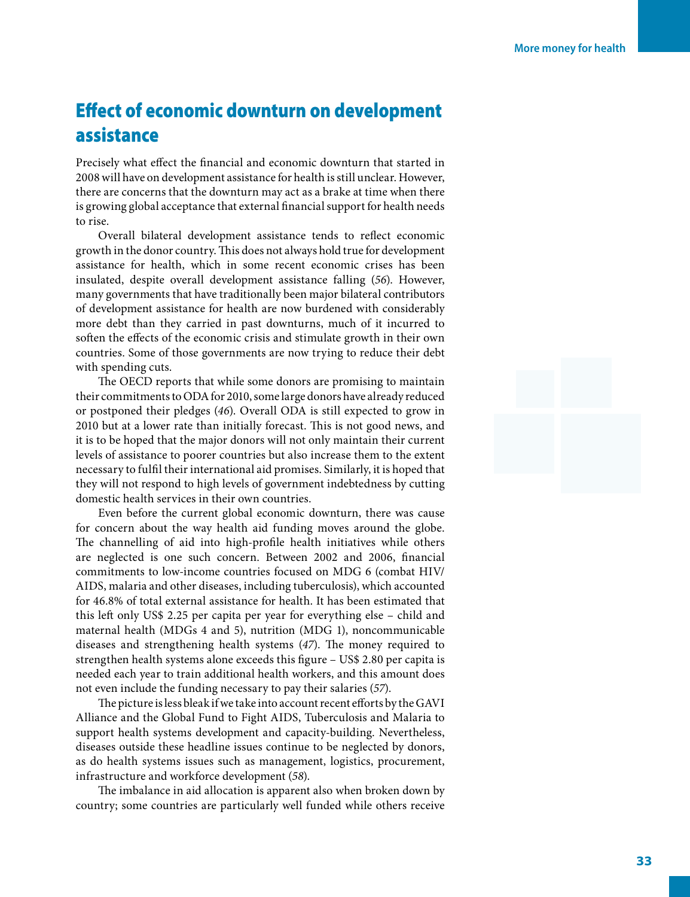## Effect of economic downturn on development assistance

Precisely what effect the financial and economic downturn that started in 2008 will have on development assistance for health is still unclear. However, there are concerns that the downturn may act as a brake at time when there is growing global acceptance that external financial support for health needs to rise.

Overall bilateral development assistance tends to reflect economic growth in the donor country. This does not always hold true for development assistance for health, which in some recent economic crises has been insulated, despite overall development assistance falling (*56*). However, many governments that have traditionally been major bilateral contributors of development assistance for health are now burdened with considerably more debt than they carried in past downturns, much of it incurred to soften the effects of the economic crisis and stimulate growth in their own countries. Some of those governments are now trying to reduce their debt with spending cuts.

The OECD reports that while some donors are promising to maintain their commitments to ODA for 2010, some large donors have already reduced or postponed their pledges (*46*). Overall ODA is still expected to grow in 2010 but at a lower rate than initially forecast. This is not good news, and it is to be hoped that the major donors will not only maintain their current levels of assistance to poorer countries but also increase them to the extent necessary to fulfil their international aid promises. Similarly, it is hoped that they will not respond to high levels of government indebtedness by cutting domestic health services in their own countries.

Even before the current global economic downturn, there was cause for concern about the way health aid funding moves around the globe. The channelling of aid into high-profile health initiatives while others are neglected is one such concern. Between 2002 and 2006, financial commitments to low-income countries focused on MDG 6 (combat HIV/AIDS, malaria and other diseases, including tuberculosis), which accounted for 46.8% of total external assistance for health. It has been estimated that this left only US$ 2.25 per capita per year for everything else – child and maternal health (MDGs 4 and 5), nutrition (MDG 1), noncommunicable diseases and strengthening health systems (*47*). The money required to strengthen health systems alone exceeds this figure – US$ 2.80 per capita is needed each year to train additional health workers, and this amount does not even include the funding necessary to pay their salaries (*57*).

The picture is less bleak if we take into account recent efforts by the GAVI Alliance and the Global Fund to Fight AIDS, Tuberculosis and Malaria to support health systems development and capacity-building. Nevertheless, diseases outside these headline issues continue to be neglected by donors, as do health systems issues such as management, logistics, procurement, infrastructure and workforce development (*58*).

The imbalance in aid allocation is apparent also when broken down by country; some countries are particularly well funded while others receive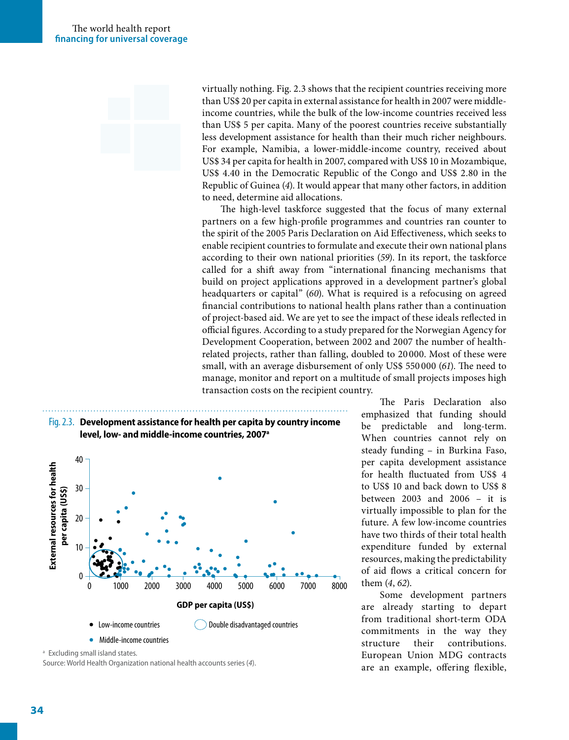virtually nothing. Fig. 2.3 shows that the recipient countries receiving more than US$ 20 per capita in external assistance for health in 2007 were middle-income countries, while the bulk of the low-income countries received less than US$ 5 per capita. Many of the poorest countries receive substantially less development assistance for health than their much richer neighbours. For example, Namibia, a lower-middle-income country, received about US$ 34 per capita for health in 2007, compared with US$ 10 in Mozambique, US$ 4.40 in the Democratic Republic of the Congo and US$ 2.80 in the Republic of Guinea (*4*). It would appear that many other factors, in addition to need, determine aid allocations.

The high-level taskforce suggested that the focus of many external partners on a few high-profile programmes and countries ran counter to the spirit of the 2005 Paris Declaration on Aid Effectiveness, which seeks to enable recipient countries to formulate and execute their own national plans according to their own national priorities (*59*). In its report, the taskforce called for a shift away from "international financing mechanisms that build on project applications approved in a development partner's global headquarters or capital" (*60*). What is required is a refocusing on agreed financial contributions to national health plans rather than a continuation of project-based aid. We are yet to see the impact of these ideals reflected in official figures. According to a study prepared for the Norwegian Agency for Development Cooperation, between 2002 and 2007 the number of health-related projects, rather than falling, doubled to 20 000. Most of these were small, with an average disbursement of only US$ 550 000 (*61*). The need to manage, monitor and report on a multitude of small projects imposes high transaction costs on the recipient country.

The Paris Declaration also emphasized that funding should be predictable and long-term. When countries cannot rely on steady funding – in Burkina Faso, per capita development assistance for health fluctuated from US$ 4 to US$ 10 and back down to US$ 8 between 2003 and 2006 – it is virtually impossible to plan for the future. A few low-income countries have two thirds of their total health expenditure funded by external resources, making the predictability of aid flows a critical concern for them (*4*, *62*).

Some development partners are already starting to depart from traditional short-term ODA commitments in the way they structure their contributions. European Union MDG contracts are an example, offering flexible,

Fig. 2.3. **Development assistance for health per capita by country income level, low- and middle-income countries, 2007**[a]

[a] Excluding small island states.
Source: World Health Organization national health accounts series (*4*).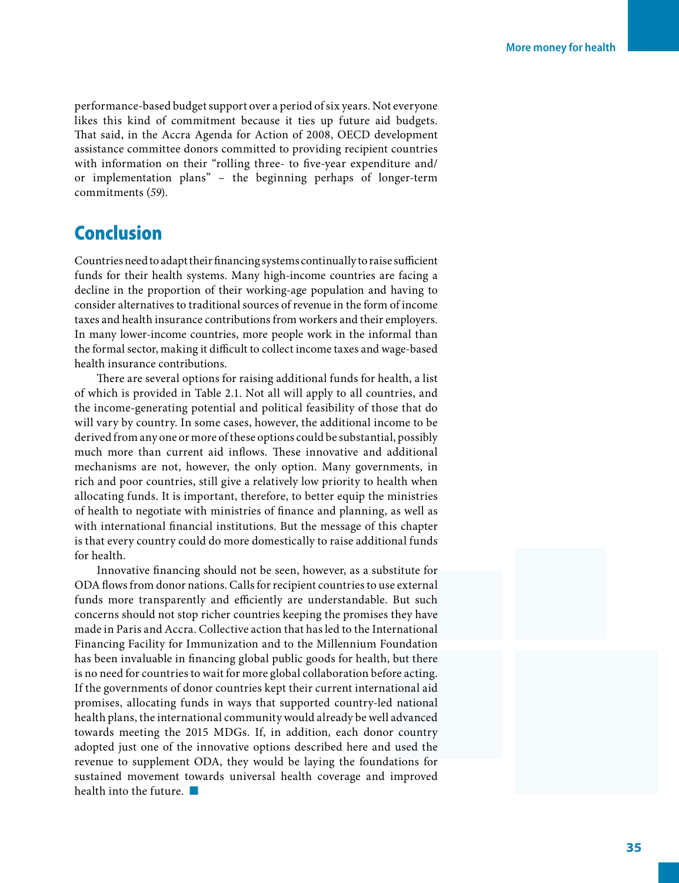performance-based budget support over a period of six years. Not everyone likes this kind of commitment because it ties up future aid budgets. That said, in the Accra Agenda for Action of 2008, OECD development assistance committee donors committed to providing recipient countries with information on their "rolling three- to five-year expenditure and/or implementation plans" – the beginning perhaps of longer-term commitments (*59*).

## Conclusion

Countries need to adapt their financing systems continually to raise sufficient funds for their health systems. Many high-income countries are facing a decline in the proportion of their working-age population and having to consider alternatives to traditional sources of revenue in the form of income taxes and health insurance contributions from workers and their employers. In many lower-income countries, more people work in the informal than the formal sector, making it difficult to collect income taxes and wage-based health insurance contributions.

There are several options for raising additional funds for health, a list of which is provided in Table 2.1. Not all will apply to all countries, and the income-generating potential and political feasibility of those that do will vary by country. In some cases, however, the additional income to be derived from any one or more of these options could be substantial, possibly much more than current aid inflows. These innovative and additional mechanisms are not, however, the only option. Many governments, in rich and poor countries, still give a relatively low priority to health when allocating funds. It is important, therefore, to better equip the ministries of health to negotiate with ministries of finance and planning, as well as with international financial institutions. But the message of this chapter is that every country could do more domestically to raise additional funds for health.

Innovative financing should not be seen, however, as a substitute for ODA flows from donor nations. Calls for recipient countries to use external funds more transparently and efficiently are understandable. But such concerns should not stop richer countries keeping the promises they have made in Paris and Accra. Collective action that has led to the International Financing Facility for Immunization and to the Millennium Foundation has been invaluable in financing global public goods for health, but there is no need for countries to wait for more global collaboration before acting. If the governments of donor countries kept their current international aid promises, allocating funds in ways that supported country-led national health plans, the international community would already be well advanced towards meeting the 2015 MDGs. If, in addition, each donor country adopted just one of the innovative options described here and used the revenue to supplement ODA, they would be laying the foundations for sustained movement towards universal health coverage and improved health into the future. ■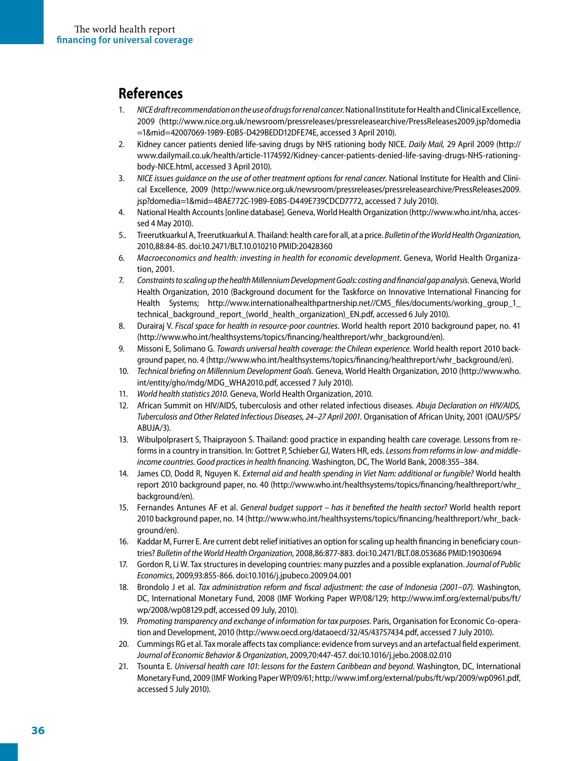## References

1. *NICE draft recommendation on the use of drugs for renal cancer.* National Institute for Health and Clinical Excellence, 2009 (http://www.nice.org.uk/newsroom/pressreleases/pressreleasearchive/PressReleases2009.jsp?domedia=1&mid=42007069-19B9-E0B5-D429BEDD12DFE74E, accessed 3 April 2010).
2. Kidney cancer patients denied life-saving drugs by NHS rationing body NICE. *Daily Mail,* 29 April 2009 (http://www.dailymail.co.uk/health/article-1174592/Kidney-cancer-patients-denied-life-saving-drugs-NHS-rationing-body-NICE.html, accessed 3 April 2010).
3. *NICE issues guidance on the use of other treatment options for renal cancer.* National Institute for Health and Clinical Excellence, 2009 (http://www.nice.org.uk/newsroom/pressreleases/pressreleasearchive/PressReleases2009.jsp?domedia=1&mid=4BAE772C-19B9-E0B5-D449E739CDCD7772, accessed 7 July 2010).
4. National Health Accounts [online database]. Geneva, World Health Organization (http://www.who.int/nha, accessed 4 May 2010).
5. Treerutkuarkul A, Treerutkuarkul A. Thailand: health care for all, at a price. *Bulletin of the World Health Organization*, 2010,88:84-85. doi:10.2471/BLT.10.010210 PMID:20428360
6. *Macroeconomics and health: investing in health for economic development*. Geneva, World Health Organization, 2001.
7. *Constraints to scaling up the health Millennium Development Goals: costing and financial gap analysis*. Geneva, World Health Organization, 2010 (Background document for the Taskforce on Innovative International Financing for Health Systems; http://www.internationalhealthpartnership.net//CMS_files/documents/working_group_1_technical_background_report_(world_health_organization)_EN.pdf, accessed 6 July 2010).
8. Durairaj V. *Fiscal space for health in resource-poor countries*. World health report 2010 background paper, no. 41 (http://www.who.int/healthsystems/topics/financing/healthreport/whr_background/en).
9. Missoni E, Solimano G. *Towards universal health coverage: the Chilean experience.* World health report 2010 background paper, no. 4 (http://www.who.int/healthsystems/topics/financing/healthreport/whr_background/en).
10. *Technical briefing on Millennium Development Goals*. Geneva, World Health Organization, 2010 (http://www.who.int/entity/gho/mdg/MDG_WHA2010.pdf, accessed 7 July 2010).
11. *World health statistics 2010.* Geneva, World Health Organization, 2010.
12. African Summit on HIV/AIDS, tuberculosis and other related infectious diseases. *Abuja Declaration on HIV/AIDS, Tuberculosis and Other Related Infectious Diseases, 24–27 April 2001.* Organisation of African Unity, 2001 (OAU/SPS/ABUJA/3).
13. Wibulpolprasert S, Thaiprayoon S. Thailand: good practice in expanding health care coverage. Lessons from reforms in a country in transition. In: Gottret P, Schieber GJ, Waters HR, eds. *Lessons from reforms in low- and middle-income countries. Good practices in health financing*. Washington, DC, The World Bank, 2008:355–384.
14. James CD, Dodd R, Nguyen K. *External aid and health spending in Viet Nam: additional or fungible?* World health report 2010 background paper, no. 40 (http://www.who.int/healthsystems/topics/financing/healthreport/whr_background/en).
15. Fernandes Antunes AF et al. *General budget support – has it benefited the health sector?* World health report 2010 background paper, no. 14 (http://www.who.int/healthsystems/topics/financing/healthreport/whr_background/en).
16. Kaddar M, Furrer E. Are current debt relief initiatives an option for scaling up health financing in beneficiary countries? *Bulletin of the World Health Organization*, 2008,86:877-883. doi:10.2471/BLT.08.053686 PMID:19030694
17. Gordon R, Li W. Tax structures in developing countries: many puzzles and a possible explanation. *Journal of Public Economics*, 2009,93:855-866. doi:10.1016/j.jpubeco.2009.04.001
18. Brondolo J et al. *Tax administration reform and fiscal adjustment: the case of Indonesia (2001–07).* Washington, DC, International Monetary Fund, 2008 (IMF Working Paper WP/08/129; http://www.imf.org/external/pubs/ft/wp/2008/wp08129.pdf, accessed 09 July, 2010).
19. *Promoting transparency and exchange of information for tax purposes*. Paris, Organisation for Economic Co-operation and Development, 2010 (http://www.oecd.org/dataoecd/32/45/43757434.pdf, accessed 7 July 2010).
20. Cummings RG et al. Tax morale affects tax compliance: evidence from surveys and an artefactual field experiment. *Journal of Economic Behavior & Organization*, 2009,70:447-457. doi:10.1016/j.jebo.2008.02.010
21. Tsounta E. *Universal health care 101: lessons for the Eastern Caribbean and beyond.* Washington, DC, International Monetary Fund, 2009 (IMF Working Paper WP/09/61; http://www.imf.org/external/pubs/ft/wp/2009/wp0961.pdf, accessed 5 July 2010).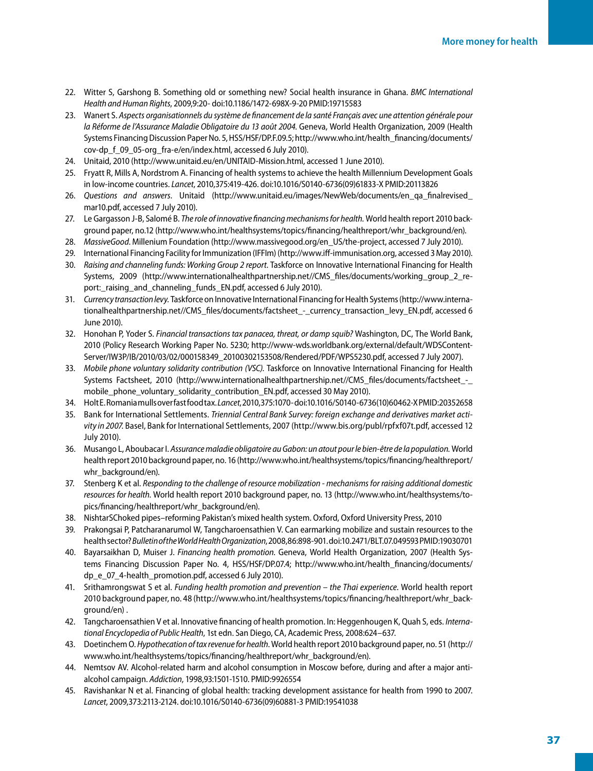22. Witter S, Garshong B. Something old or something new? Social health insurance in Ghana. *BMC International Health and Human Rights*, 2009,9:20- doi:10.1186/1472-698X-9-20 PMID:19715583
23. Wanert S. *Aspects organisationnels du système de financement de la santé Français avec une attention générale pour la Réforme de l'Assurance Maladie Obligatoire du 13 août 2004*. Geneva, World Health Organization, 2009 (Health Systems Financing Discussion Paper No. 5, HSS/HSF/DP.F.09.5; http://www.who.int/health_financing/documents/cov-dp_f_09_05-org_fra-e/en/index.html, accessed 6 July 2010).
24. Unitaid, 2010 (http://www.unitaid.eu/en/UNITAID-Mission.html, accessed 1 June 2010).
25. Fryatt R, Mills A, Nordstrom A. Financing of health systems to achieve the health Millennium Development Goals in low-income countries. *Lancet*, 2010,375:419-426. doi:10.1016/S0140-6736(09)61833-X PMID:20113826
26. *Questions and answers*. Unitaid (http://www.unitaid.eu/images/NewWeb/documents/en_qa_finalrevised_mar10.pdf, accessed 7 July 2010).
27. Le Gargasson J-B, Salomé B. *The role of innovative financing mechanisms for health*. World health report 2010 background paper, no.12 (http://www.who.int/healthsystems/topics/financing/healthreport/whr_background/en).
28. *MassiveGood*. Millenium Foundation (http://www.massivegood.org/en_US/the-project, accessed 7 July 2010).
29. International Financing Facility for Immunization (IFFIm) (http://www.iff-immunisation.org, accessed 3 May 2010).
30. *Raising and channeling funds: Working Group 2 report*. Taskforce on Innovative International Financing for Health Systems, 2009 (http://www.internationalhealthpartnership.net//CMS_files/documents/working_group_2_report:_raising_and_channeling_funds_EN.pdf, accessed 6 July 2010).
31. *Currency transaction levy*. Taskforce on Innovative International Financing for Health Systems (http://www.internationalhealthpartnership.net//CMS_files/documents/factsheet_-_currency_transaction_levy_EN.pdf, accessed 6 June 2010).
32. Honohan P, Yoder S. *Financial transactions tax panacea, threat, or damp squib?* Washington, DC, The World Bank, 2010 (Policy Research Working Paper No. 5230; http://www-wds.worldbank.org/external/default/WDSContentServer/IW3P/IB/2010/03/02/000158349_20100302153508/Rendered/PDF/WPS5230.pdf, accessed 7 July 2007).
33. *Mobile phone voluntary solidarity contribution (VSC)*. Taskforce on Innovative International Financing for Health Systems Factsheet, 2010 (http://www.internationalhealthpartnership.net//CMS_files/documents/factsheet_-_mobile_phone_voluntary_solidarity_contribution_EN.pdf, accessed 30 May 2010).
34. Holt E. Romania mulls over fast food tax. *Lancet*, 2010,375:1070- doi:10.1016/S0140-6736(10)60462-X PMID:20352658
35. Bank for International Settlements. *Triennial Central Bank Survey: foreign exchange and derivatives market activity in 2007*. Basel, Bank for International Settlements, 2007 (http://www.bis.org/publ/rpfxf07t.pdf, accessed 12 July 2010).
36. Musango L, Aboubacar I. *Assurance maladie obligatoire au Gabon: un atout pour le bien-être de la population*. World health report 2010 background paper, no. 16 (http://www.who.int/healthsystems/topics/financing/healthreport/whr_background/en).
37. Stenberg K et al. *Responding to the challenge of resource mobilization - mechanisms for raising additional domestic resources for health*. World health report 2010 background paper, no. 13 (http://www.who.int/healthsystems/topics/financing/healthreport/whr_background/en).
38. NishtarSChoked pipes–reforming Pakistan's mixed health system. Oxford, Oxford University Press, 2010
39. Prakongsai P, Patcharanarumol W, Tangcharoensathien V. Can earmarking mobilize and sustain resources to the health sector? *Bulletin of the World Health Organization*, 2008,86:898-901. doi:10.2471/BLT.07.049593 PMID:19030701
40. Bayarsaikhan D, Muiser J. *Financing health promotion*. Geneva, World Health Organization, 2007 (Health Systems Financing Discussion Paper No. 4, HSS/HSF/DP.07.4; http://www.who.int/health_financing/documents/dp_e_07_4-health_promotion.pdf, accessed 6 July 2010).
41. Srithamrongswat S et al. *Funding health promotion and prevention – the Thai experience*. World health report 2010 background paper, no. 48 (http://www.who.int/healthsystems/topics/financing/healthreport/whr_background/en) .
42. Tangcharoensathien V et al. Innovative financing of health promotion. In: Heggenhougen K, Quah S, eds. *International Encyclopedia of Public Health*, 1st edn. San Diego, CA, Academic Press, 2008:624–637.
43. Doetinchem O. *Hypothecation of tax revenue for health*. World health report 2010 background paper, no. 51 (http://www.who.int/healthsystems/topics/financing/healthreport/whr_background/en).
44. Nemtsov AV. Alcohol-related harm and alcohol consumption in Moscow before, during and after a major anti-alcohol campaign. *Addiction*, 1998,93:1501-1510. PMID:9926554
45. Ravishankar N et al. Financing of global health: tracking development assistance for health from 1990 to 2007. *Lancet*, 2009,373:2113-2124. doi:10.1016/S0140-6736(09)60881-3 PMID:19541038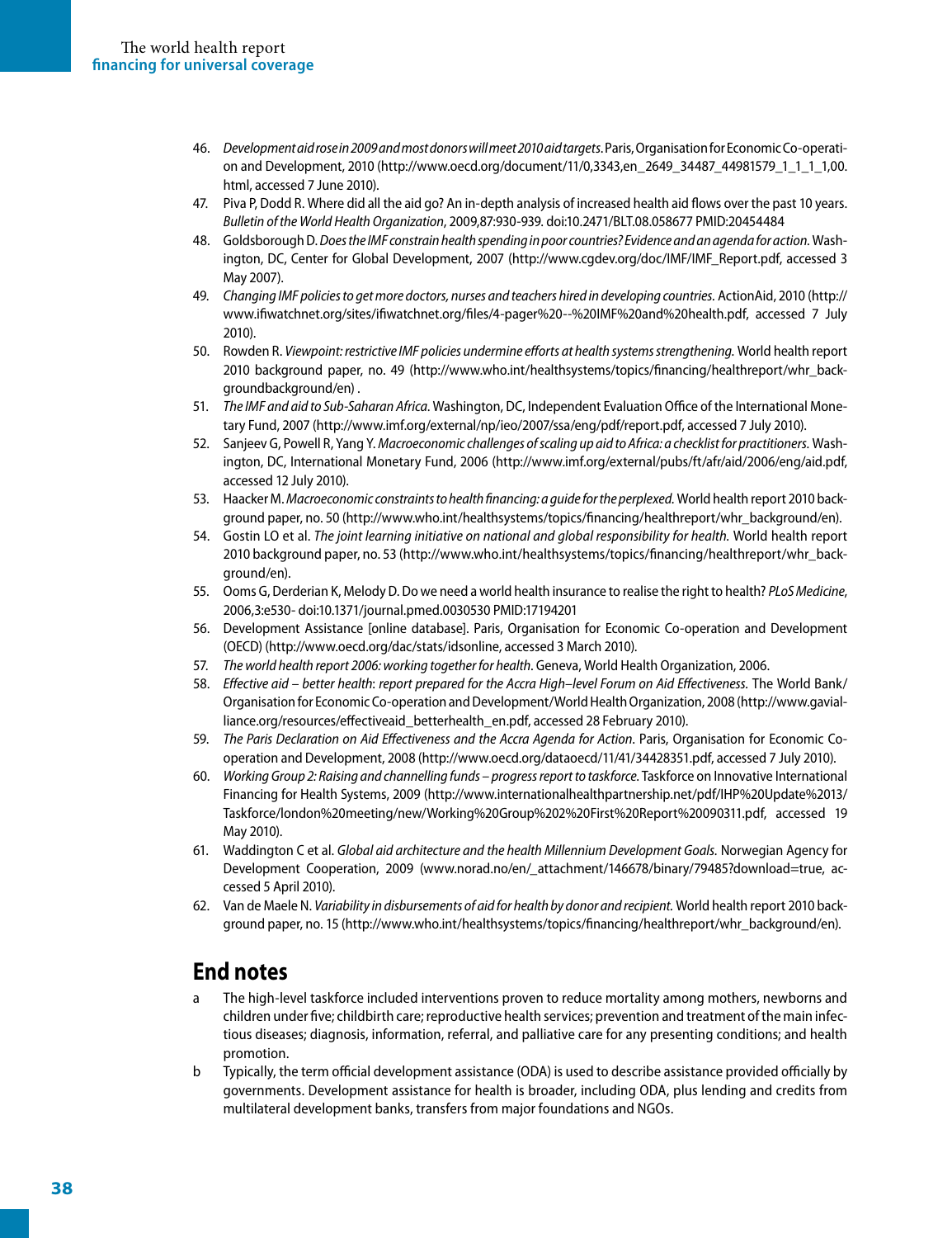46. *Development aid rose in 2009 and most donors will meet 2010 aid targets*. Paris, Organisation for Economic Co-operation and Development, 2010 (http://www.oecd.org/document/11/0,3343,en_2649_34487_44981579_1_1_1_1,00.html, accessed 7 June 2010).
47. Piva P, Dodd R. Where did all the aid go? An in-depth analysis of increased health aid flows over the past 10 years. *Bulletin of the World Health Organization*, 2009,87:930-939. doi:10.2471/BLT.08.058677 PMID:20454484
48. Goldsborough D. *Does the IMF constrain health spending in poor countries? Evidence and an agenda for action.* Washington, DC, Center for Global Development, 2007 (http://www.cgdev.org/doc/IMF/IMF_Report.pdf, accessed 3 May 2007).
49. *Changing IMF policies to get more doctors, nurses and teachers hired in developing countries.* ActionAid, 2010 (http://www.ifiwatchnet.org/sites/ifiwatchnet.org/files/4-pager%20--%20IMF%20and%20health.pdf, accessed 7 July 2010).
50. Rowden R. *Viewpoint: restrictive IMF policies undermine efforts at health systems strengthening.* World health report 2010 background paper, no. 49 (http://www.who.int/healthsystems/topics/financing/healthreport/whr_backgroundbackground/en) .
51. *The IMF and aid to Sub-Saharan Africa.* Washington, DC, Independent Evaluation Office of the International Monetary Fund, 2007 (http://www.imf.org/external/np/ieo/2007/ssa/eng/pdf/report.pdf, accessed 7 July 2010).
52. Sanjeev G, Powell R, Yang Y. *Macroeconomic challenges of scaling up aid to Africa: a checklist for practitioners.* Washington, DC, International Monetary Fund, 2006 (http://www.imf.org/external/pubs/ft/afr/aid/2006/eng/aid.pdf, accessed 12 July 2010).
53. Haacker M. *Macroeconomic constraints to health financing: a guide for the perplexed.* World health report 2010 background paper, no. 50 (http://www.who.int/healthsystems/topics/financing/healthreport/whr_background/en).
54. Gostin LO et al. *The joint learning initiative on national and global responsibility for health.* World health report 2010 background paper, no. 53 (http://www.who.int/healthsystems/topics/financing/healthreport/whr_background/en).
55. Ooms G, Derderian K, Melody D. Do we need a world health insurance to realise the right to health? *PLoS Medicine*, 2006,3:e530- doi:10.1371/journal.pmed.0030530 PMID:17194201
56. Development Assistance [online database]. Paris, Organisation for Economic Co-operation and Development (OECD) (http://www.oecd.org/dac/stats/idsonline, accessed 3 March 2010).
57. *The world health report 2006: working together for health*. Geneva, World Health Organization, 2006.
58. *Effective aid – better health*: *report prepared for the Accra High–level Forum on Aid Effectiveness.* The World Bank/Organisation for Economic Co-operation and Development/World Health Organization, 2008 (http://www.gavialliance.org/resources/effectiveaid_betterhealth_en.pdf, accessed 28 February 2010).
59. *The Paris Declaration on Aid Effectiveness and the Accra Agenda for Action*. Paris, Organisation for Economic Co-operation and Development, 2008 (http://www.oecd.org/dataoecd/11/41/34428351.pdf, accessed 7 July 2010).
60. *Working Group 2: Raising and channelling funds – progress report to taskforce.* Taskforce on Innovative International Financing for Health Systems, 2009 (http://www.internationalhealthpartnership.net/pdf/IHP%20Update%2013/Taskforce/london%20meeting/new/Working%20Group%202%20First%20Report%20090311.pdf, accessed 19 May 2010).
61. Waddington C et al. *Global aid architecture and the health Millennium Development Goals.* Norwegian Agency for Development Cooperation, 2009 (www.norad.no/en/_attachment/146678/binary/79485?download=true, accessed 5 April 2010).
62. Van de Maele N. *Variability in disbursements of aid for health by donor and recipient.* World health report 2010 background paper, no. 15 (http://www.who.int/healthsystems/topics/financing/healthreport/whr_background/en).

## End notes

a. The high-level taskforce included interventions proven to reduce mortality among mothers, newborns and children under five; childbirth care; reproductive health services; prevention and treatment of the main infectious diseases; diagnosis, information, referral, and palliative care for any presenting conditions; and health promotion.

b. Typically, the term official development assistance (ODA) is used to describe assistance provided officially by governments. Development assistance for health is broader, including ODA, plus lending and credits from multilateral development banks, transfers from major foundations and NGOs.